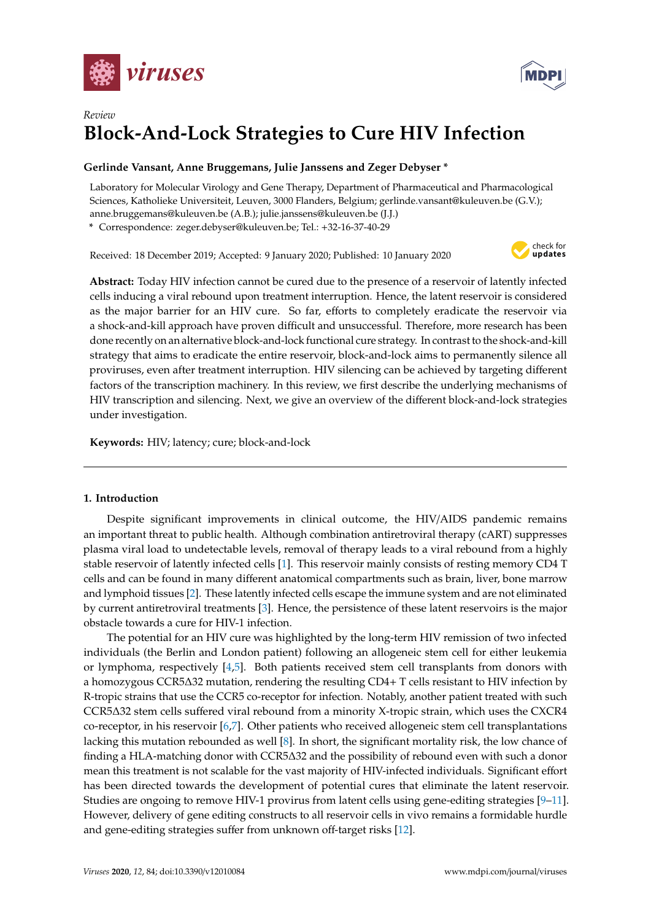*Review*

# Block-And-Lock Strategies to Cure HIV Infection

**Gerlinde Vansant, Anne Bruggemans, Julie Janssens and Zeger Debyser ***

Laboratory for Molecular Virology and Gene Therapy, Department of Pharmaceutical and Pharmacological Sciences, Katholieke Universiteit, Leuven, 3000 Flanders, Belgium; gerlinde.vansant@kuleuven.be (G.V.); anne.bruggemans@kuleuven.be (A.B.); julie.janssens@kuleuven.be (J.J.)

* Correspondence: zeger.debyser@kuleuven.be; Tel.: +32-16-37-40-29

Received: 18 December 2019; Accepted: 9 January 2020; Published: 10 January 2020

**Abstract:** Today HIV infection cannot be cured due to the presence of a reservoir of latently infected cells inducing a viral rebound upon treatment interruption. Hence, the latent reservoir is considered as the major barrier for an HIV cure. So far, efforts to completely eradicate the reservoir via a shock-and-kill approach have proven difficult and unsuccessful. Therefore, more research has been done recently on an alternative block-and-lock functional cure strategy. In contrast to the shock-and-kill strategy that aims to eradicate the entire reservoir, block-and-lock aims to permanently silence all proviruses, even after treatment interruption. HIV silencing can be achieved by targeting different factors of the transcription machinery. In this review, we first describe the underlying mechanisms of HIV transcription and silencing. Next, we give an overview of the different block-and-lock strategies under investigation.

**Keywords:** HIV; latency; cure; block-and-lock

## 1. Introduction

Despite significant improvements in clinical outcome, the HIV/AIDS pandemic remains an important threat to public health. Although combination antiretroviral therapy (cART) suppresses plasma viral load to undetectable levels, removal of therapy leads to a viral rebound from a highly stable reservoir of latently infected cells [1]. This reservoir mainly consists of resting memory CD4 T cells and can be found in many different anatomical compartments such as brain, liver, bone marrow and lymphoid tissues [2]. These latently infected cells escape the immune system and are not eliminated by current antiretroviral treatments [3]. Hence, the persistence of these latent reservoirs is the major obstacle towards a cure for HIV-1 infection.

The potential for an HIV cure was highlighted by the long-term HIV remission of two infected individuals (the Berlin and London patient) following an allogeneic stem cell for either leukemia or lymphoma, respectively [4,5]. Both patients received stem cell transplants from donors with a homozygous CCR5Δ32 mutation, rendering the resulting CD4+ T cells resistant to HIV infection by R-tropic strains that use the CCR5 co-receptor for infection. Notably, another patient treated with such CCR5Δ32 stem cells suffered viral rebound from a minority X-tropic strain, which uses the CXCR4 co-receptor, in his reservoir [6,7]. Other patients who received allogeneic stem cell transplantations lacking this mutation rebounded as well [8]. In short, the significant mortality risk, the low chance of finding a HLA-matching donor with CCR5Δ32 and the possibility of rebound even with such a donor mean this treatment is not scalable for the vast majority of HIV-infected individuals. Significant effort has been directed towards the development of potential cures that eliminate the latent reservoir. Studies are ongoing to remove HIV-1 provirus from latent cells using gene-editing strategies [9–11]. However, delivery of gene editing constructs to all reservoir cells in vivo remains a formidable hurdle and gene-editing strategies suffer from unknown off-target risks [12].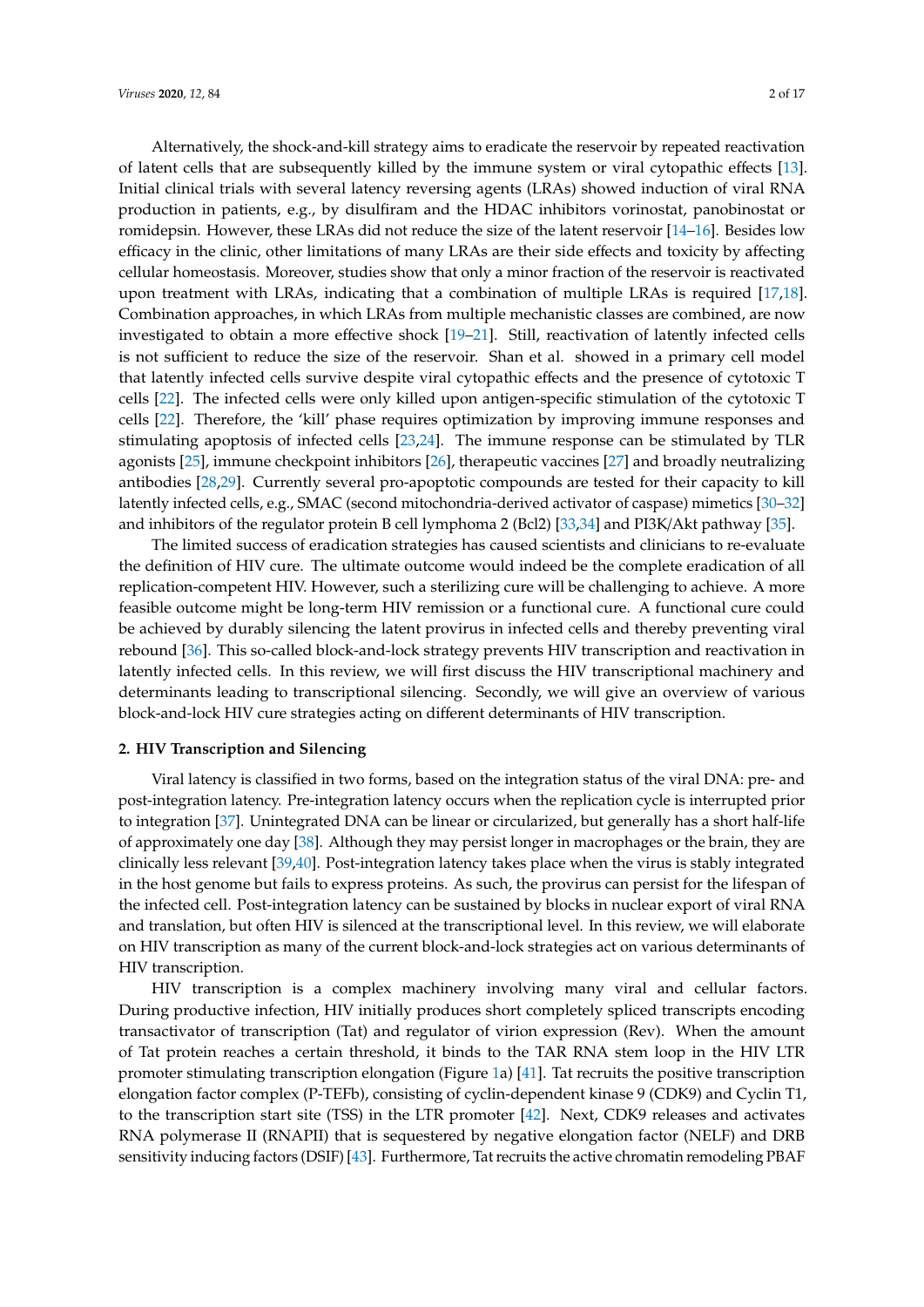Alternatively, the shock-and-kill strategy aims to eradicate the reservoir by repeated reactivation of latent cells that are subsequently killed by the immune system or viral cytopathic effects [13]. Initial clinical trials with several latency reversing agents (LRAs) showed induction of viral RNA production in patients, e.g., by disulfiram and the HDAC inhibitors vorinostat, panobinostat or romidepsin. However, these LRAs did not reduce the size of the latent reservoir [14–16]. Besides low efficacy in the clinic, other limitations of many LRAs are their side effects and toxicity by affecting cellular homeostasis. Moreover, studies show that only a minor fraction of the reservoir is reactivated upon treatment with LRAs, indicating that a combination of multiple LRAs is required [17,18]. Combination approaches, in which LRAs from multiple mechanistic classes are combined, are now investigated to obtain a more effective shock [19–21]. Still, reactivation of latently infected cells is not sufficient to reduce the size of the reservoir. Shan et al. showed in a primary cell model that latently infected cells survive despite viral cytopathic effects and the presence of cytotoxic T cells [22]. The infected cells were only killed upon antigen-specific stimulation of the cytotoxic T cells [22]. Therefore, the 'kill' phase requires optimization by improving immune responses and stimulating apoptosis of infected cells [23,24]. The immune response can be stimulated by TLR agonists [25], immune checkpoint inhibitors [26], therapeutic vaccines [27] and broadly neutralizing antibodies [28,29]. Currently several pro-apoptotic compounds are tested for their capacity to kill latently infected cells, e.g., SMAC (second mitochondria-derived activator of caspase) mimetics [30–32] and inhibitors of the regulator protein B cell lymphoma 2 (Bcl2) [33,34] and PI3K/Akt pathway [35].

The limited success of eradication strategies has caused scientists and clinicians to re-evaluate the definition of HIV cure. The ultimate outcome would indeed be the complete eradication of all replication-competent HIV. However, such a sterilizing cure will be challenging to achieve. A more feasible outcome might be long-term HIV remission or a functional cure. A functional cure could be achieved by durably silencing the latent provirus in infected cells and thereby preventing viral rebound [36]. This so-called block-and-lock strategy prevents HIV transcription and reactivation in latently infected cells. In this review, we will first discuss the HIV transcriptional machinery and determinants leading to transcriptional silencing. Secondly, we will give an overview of various block-and-lock HIV cure strategies acting on different determinants of HIV transcription.

## 2. HIV Transcription and Silencing

Viral latency is classified in two forms, based on the integration status of the viral DNA: pre- and post-integration latency. Pre-integration latency occurs when the replication cycle is interrupted prior to integration [37]. Unintegrated DNA can be linear or circularized, but generally has a short half-life of approximately one day [38]. Although they may persist longer in macrophages or the brain, they are clinically less relevant [39,40]. Post-integration latency takes place when the virus is stably integrated in the host genome but fails to express proteins. As such, the provirus can persist for the lifespan of the infected cell. Post-integration latency can be sustained by blocks in nuclear export of viral RNA and translation, but often HIV is silenced at the transcriptional level. In this review, we will elaborate on HIV transcription as many of the current block-and-lock strategies act on various determinants of HIV transcription.

HIV transcription is a complex machinery involving many viral and cellular factors. During productive infection, HIV initially produces short completely spliced transcripts encoding transactivator of transcription (Tat) and regulator of virion expression (Rev). When the amount of Tat protein reaches a certain threshold, it binds to the TAR RNA stem loop in the HIV LTR promoter stimulating transcription elongation (Figure 1a) [41]. Tat recruits the positive transcription elongation factor complex (P-TEFb), consisting of cyclin-dependent kinase 9 (CDK9) and Cyclin T1, to the transcription start site (TSS) in the LTR promoter [42]. Next, CDK9 releases and activates RNA polymerase II (RNAPII) that is sequestered by negative elongation factor (NELF) and DRB sensitivity inducing factors (DSIF) [43]. Furthermore, Tat recruits the active chromatin remodeling PBAF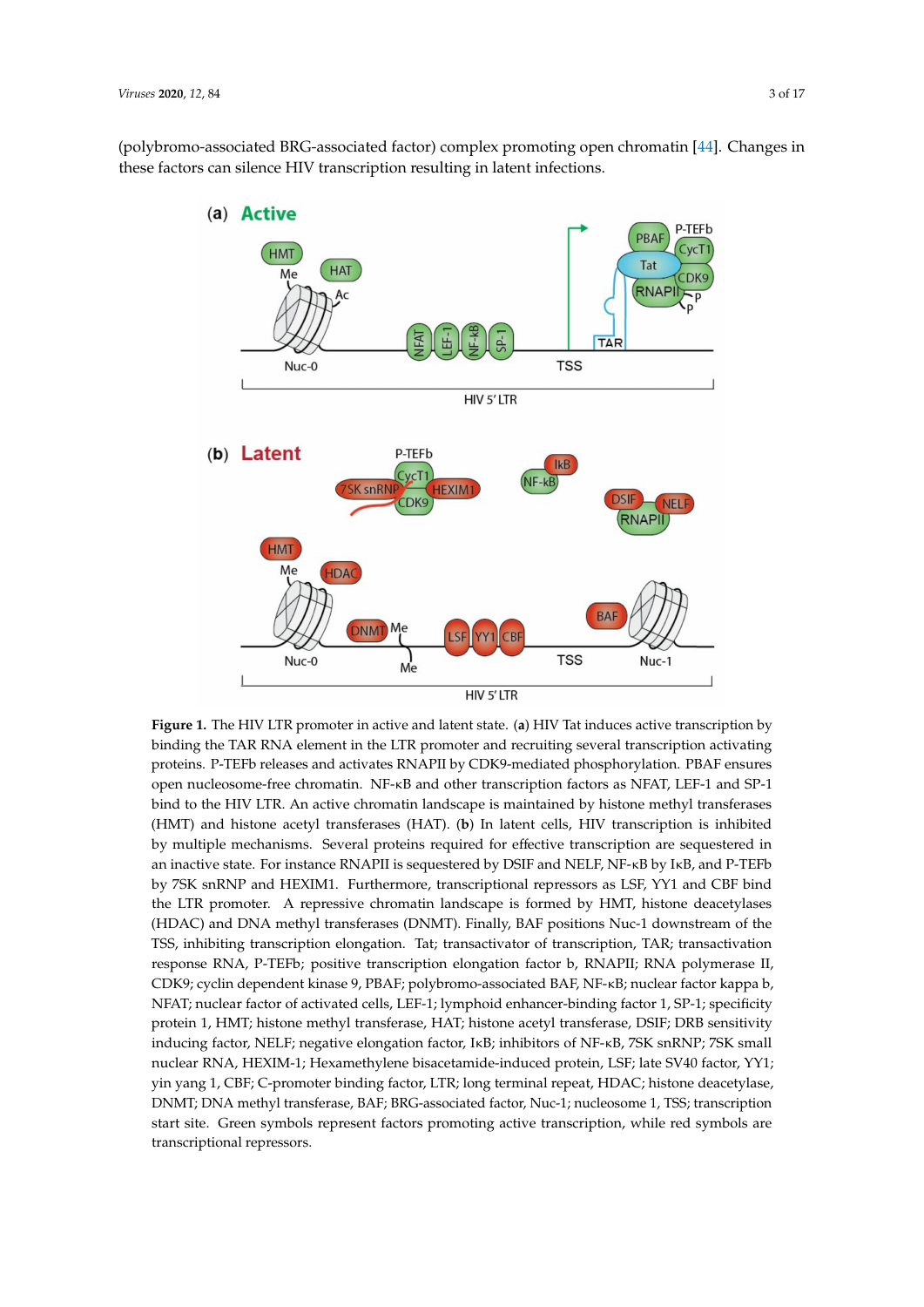(polybromo-associated BRG-associated factor) complex promoting open chromatin [44]. Changes in these factors can silence HIV transcription resulting in latent infections.

**Figure 1.** The HIV LTR promoter in active and latent state. (**a**) HIV Tat induces active transcription by binding the TAR RNA element in the LTR promoter and recruiting several transcription activating proteins. P-TEFb releases and activates RNAPII by CDK9-mediated phosphorylation. PBAF ensures open nucleosome-free chromatin. NF-κB and other transcription factors as NFAT, LEF-1 and SP-1 bind to the HIV LTR. An active chromatin landscape is maintained by histone methyl transferases (HMT) and histone acetyl transferases (HAT). (**b**) In latent cells, HIV transcription is inhibited by multiple mechanisms. Several proteins required for effective transcription are sequestered in an inactive state. For instance RNAPII is sequestered by DSIF and NELF, NF-κB by IκB, and P-TEFb by 7SK snRNP and HEXIM1. Furthermore, transcriptional repressors as LSF, YY1 and CBF bind the LTR promoter. A repressive chromatin landscape is formed by HMT, histone deacetylases (HDAC) and DNA methyl transferases (DNMT). Finally, BAF positions Nuc-1 downstream of the TSS, inhibiting transcription elongation. Tat; transactivator of transcription, TAR; transactivation response RNA, P-TEFb; positive transcription elongation factor b, RNAPII; RNA polymerase II, CDK9; cyclin dependent kinase 9, PBAF; polybromo-associated BAF, NF-κB; nuclear factor kappa b, NFAT; nuclear factor of activated cells, LEF-1; lymphoid enhancer-binding factor 1, SP-1; specificity protein 1, HMT; histone methyl transferase, HAT; histone acetyl transferase, DSIF; DRB sensitivity inducing factor, NELF; negative elongation factor, IκB; inhibitors of NF-κB, 7SK snRNP; 7SK small nuclear RNA, HEXIM-1; Hexamethylene bisacetamide-induced protein, LSF; late SV40 factor, YY1; yin yang 1, CBF; C-promoter binding factor, LTR; long terminal repeat, HDAC; histone deacetylase, DNMT; DNA methyl transferase, BAF; BRG-associated factor, Nuc-1; nucleosome 1, TSS; transcription start site. Green symbols represent factors promoting active transcription, while red symbols are transcriptional repressors.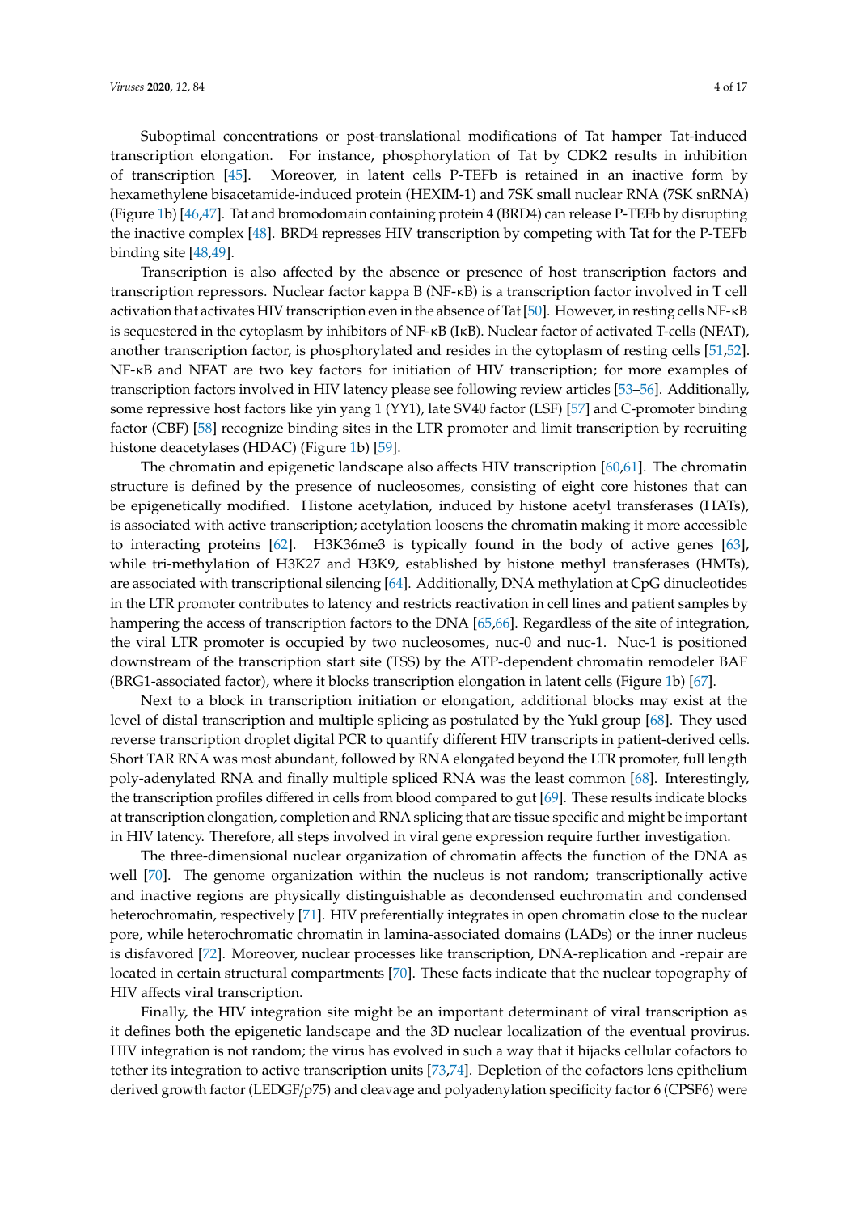Suboptimal concentrations or post-translational modifications of Tat hamper Tat-induced transcription elongation. For instance, phosphorylation of Tat by CDK2 results in inhibition of transcription [45]. Moreover, in latent cells P-TEFb is retained in an inactive form by hexamethylene bisacetamide-induced protein (HEXIM-1) and 7SK small nuclear RNA (7SK snRNA) (Figure 1b) [46,47]. Tat and bromodomain containing protein 4 (BRD4) can release P-TEFb by disrupting the inactive complex [48]. BRD4 represses HIV transcription by competing with Tat for the P-TEFb binding site [48,49].

Transcription is also affected by the absence or presence of host transcription factors and transcription repressors. Nuclear factor kappa B (NF-κB) is a transcription factor involved in T cell activation that activates HIV transcription even in the absence of Tat [50]. However, in resting cells NF-κB is sequestered in the cytoplasm by inhibitors of NF-κB (IκB). Nuclear factor of activated T-cells (NFAT), another transcription factor, is phosphorylated and resides in the cytoplasm of resting cells [51,52]. NF-κB and NFAT are two key factors for initiation of HIV transcription; for more examples of transcription factors involved in HIV latency please see following review articles [53–56]. Additionally, some repressive host factors like yin yang 1 (YY1), late SV40 factor (LSF) [57] and C-promoter binding factor (CBF) [58] recognize binding sites in the LTR promoter and limit transcription by recruiting histone deacetylases (HDAC) (Figure 1b) [59].

The chromatin and epigenetic landscape also affects HIV transcription [60,61]. The chromatin structure is defined by the presence of nucleosomes, consisting of eight core histones that can be epigenetically modified. Histone acetylation, induced by histone acetyl transferases (HATs), is associated with active transcription; acetylation loosens the chromatin making it more accessible to interacting proteins [62]. H3K36me3 is typically found in the body of active genes [63], while tri-methylation of H3K27 and H3K9, established by histone methyl transferases (HMTs), are associated with transcriptional silencing [64]. Additionally, DNA methylation at CpG dinucleotides in the LTR promoter contributes to latency and restricts reactivation in cell lines and patient samples by hampering the access of transcription factors to the DNA [65,66]. Regardless of the site of integration, the viral LTR promoter is occupied by two nucleosomes, nuc-0 and nuc-1. Nuc-1 is positioned downstream of the transcription start site (TSS) by the ATP-dependent chromatin remodeler BAF (BRG1-associated factor), where it blocks transcription elongation in latent cells (Figure 1b) [67].

Next to a block in transcription initiation or elongation, additional blocks may exist at the level of distal transcription and multiple splicing as postulated by the Yukl group [68]. They used reverse transcription droplet digital PCR to quantify different HIV transcripts in patient-derived cells. Short TAR RNA was most abundant, followed by RNA elongated beyond the LTR promoter, full length poly-adenylated RNA and finally multiple spliced RNA was the least common [68]. Interestingly, the transcription profiles differed in cells from blood compared to gut [69]. These results indicate blocks at transcription elongation, completion and RNA splicing that are tissue specific and might be important in HIV latency. Therefore, all steps involved in viral gene expression require further investigation.

The three-dimensional nuclear organization of chromatin affects the function of the DNA as well [70]. The genome organization within the nucleus is not random; transcriptionally active and inactive regions are physically distinguishable as decondensed euchromatin and condensed heterochromatin, respectively [71]. HIV preferentially integrates in open chromatin close to the nuclear pore, while heterochromatic chromatin in lamina-associated domains (LADs) or the inner nucleus is disfavored [72]. Moreover, nuclear processes like transcription, DNA-replication and -repair are located in certain structural compartments [70]. These facts indicate that the nuclear topography of HIV affects viral transcription.

Finally, the HIV integration site might be an important determinant of viral transcription as it defines both the epigenetic landscape and the 3D nuclear localization of the eventual provirus. HIV integration is not random; the virus has evolved in such a way that it hijacks cellular cofactors to tether its integration to active transcription units [73,74]. Depletion of the cofactors lens epithelium derived growth factor (LEDGF/p75) and cleavage and polyadenylation specificity factor 6 (CPSF6) were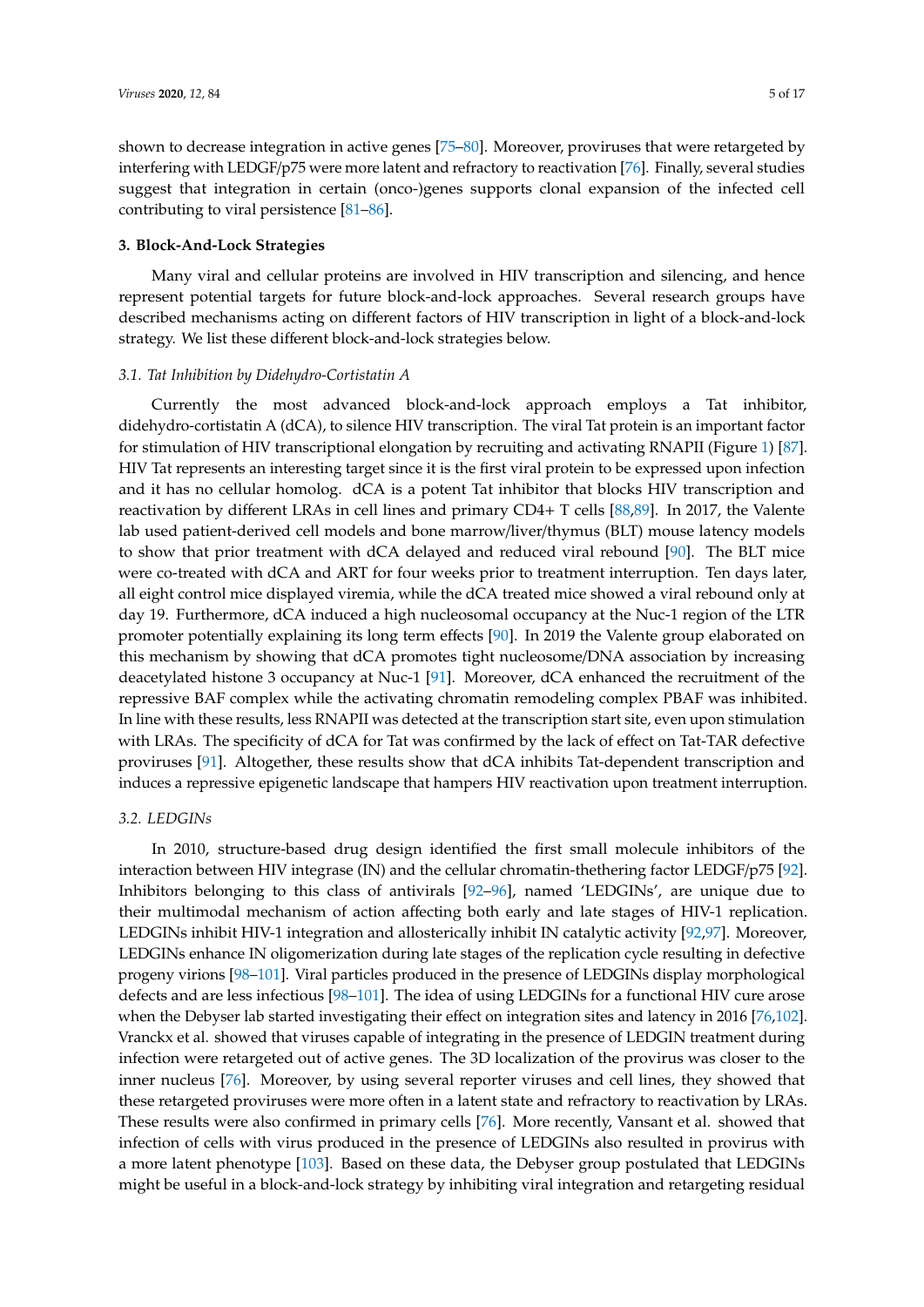shown to decrease integration in active genes [75–80]. Moreover, proviruses that were retargeted by interfering with LEDGF/p75 were more latent and refractory to reactivation [76]. Finally, several studies suggest that integration in certain (onco-)genes supports clonal expansion of the infected cell contributing to viral persistence [81–86].

## 3. Block-And-Lock Strategies

Many viral and cellular proteins are involved in HIV transcription and silencing, and hence represent potential targets for future block-and-lock approaches. Several research groups have described mechanisms acting on different factors of HIV transcription in light of a block-and-lock strategy. We list these different block-and-lock strategies below.

### 3.1. Tat Inhibition by Didehydro-Cortistatin A

Currently the most advanced block-and-lock approach employs a Tat inhibitor, didehydro-cortistatin A (dCA), to silence HIV transcription. The viral Tat protein is an important factor for stimulation of HIV transcriptional elongation by recruiting and activating RNAPII (Figure 1) [87]. HIV Tat represents an interesting target since it is the first viral protein to be expressed upon infection and it has no cellular homolog. dCA is a potent Tat inhibitor that blocks HIV transcription and reactivation by different LRAs in cell lines and primary CD4+ T cells [88,89]. In 2017, the Valente lab used patient-derived cell models and bone marrow/liver/thymus (BLT) mouse latency models to show that prior treatment with dCA delayed and reduced viral rebound [90]. The BLT mice were co-treated with dCA and ART for four weeks prior to treatment interruption. Ten days later, all eight control mice displayed viremia, while the dCA treated mice showed a viral rebound only at day 19. Furthermore, dCA induced a high nucleosomal occupancy at the Nuc-1 region of the LTR promoter potentially explaining its long term effects [90]. In 2019 the Valente group elaborated on this mechanism by showing that dCA promotes tight nucleosome/DNA association by increasing deacetylated histone 3 occupancy at Nuc-1 [91]. Moreover, dCA enhanced the recruitment of the repressive BAF complex while the activating chromatin remodeling complex PBAF was inhibited. In line with these results, less RNAPII was detected at the transcription start site, even upon stimulation with LRAs. The specificity of dCA for Tat was confirmed by the lack of effect on Tat-TAR defective proviruses [91]. Altogether, these results show that dCA inhibits Tat-dependent transcription and induces a repressive epigenetic landscape that hampers HIV reactivation upon treatment interruption.

### 3.2. LEDGINs

In 2010, structure-based drug design identified the first small molecule inhibitors of the interaction between HIV integrase (IN) and the cellular chromatin-thethering factor LEDGF/p75 [92]. Inhibitors belonging to this class of antivirals [92–96], named 'LEDGINs', are unique due to their multimodal mechanism of action affecting both early and late stages of HIV-1 replication. LEDGINs inhibit HIV-1 integration and allosterically inhibit IN catalytic activity [92,97]. Moreover, LEDGINs enhance IN oligomerization during late stages of the replication cycle resulting in defective progeny virions [98–101]. Viral particles produced in the presence of LEDGINs display morphological defects and are less infectious [98–101]. The idea of using LEDGINs for a functional HIV cure arose when the Debyser lab started investigating their effect on integration sites and latency in 2016 [76,102]. Vranckx et al. showed that viruses capable of integrating in the presence of LEDGIN treatment during infection were retargeted out of active genes. The 3D localization of the provirus was closer to the inner nucleus [76]. Moreover, by using several reporter viruses and cell lines, they showed that these retargeted proviruses were more often in a latent state and refractory to reactivation by LRAs. These results were also confirmed in primary cells [76]. More recently, Vansant et al. showed that infection of cells with virus produced in the presence of LEDGINs also resulted in provirus with a more latent phenotype [103]. Based on these data, the Debyser group postulated that LEDGINs might be useful in a block-and-lock strategy by inhibiting viral integration and retargeting residual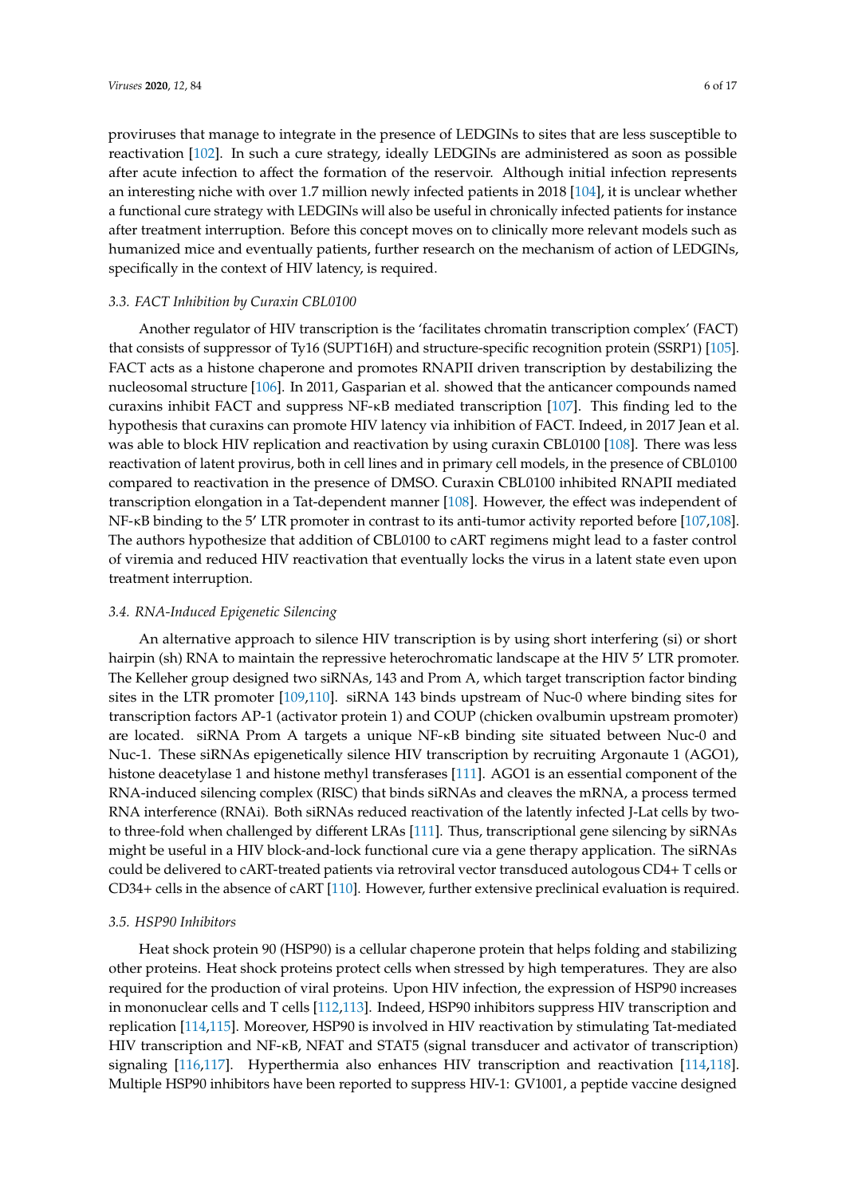proviruses that manage to integrate in the presence of LEDGINs to sites that are less susceptible to reactivation [102]. In such a cure strategy, ideally LEDGINs are administered as soon as possible after acute infection to affect the formation of the reservoir. Although initial infection represents an interesting niche with over 1.7 million newly infected patients in 2018 [104], it is unclear whether a functional cure strategy with LEDGINs will also be useful in chronically infected patients for instance after treatment interruption. Before this concept moves on to clinically more relevant models such as humanized mice and eventually patients, further research on the mechanism of action of LEDGINs, specifically in the context of HIV latency, is required.

### 3.3. FACT Inhibition by Curaxin CBL0100

Another regulator of HIV transcription is the 'facilitates chromatin transcription complex' (FACT) that consists of suppressor of Ty16 (SUPT16H) and structure-specific recognition protein (SSRP1) [105]. FACT acts as a histone chaperone and promotes RNAPII driven transcription by destabilizing the nucleosomal structure [106]. In 2011, Gasparian et al. showed that the anticancer compounds named curaxins inhibit FACT and suppress NF-κB mediated transcription [107]. This finding led to the hypothesis that curaxins can promote HIV latency via inhibition of FACT. Indeed, in 2017 Jean et al. was able to block HIV replication and reactivation by using curaxin CBL0100 [108]. There was less reactivation of latent provirus, both in cell lines and in primary cell models, in the presence of CBL0100 compared to reactivation in the presence of DMSO. Curaxin CBL0100 inhibited RNAPII mediated transcription elongation in a Tat-dependent manner [108]. However, the effect was independent of NF-κB binding to the 5′ LTR promoter in contrast to its anti-tumor activity reported before [107,108]. The authors hypothesize that addition of CBL0100 to cART regimens might lead to a faster control of viremia and reduced HIV reactivation that eventually locks the virus in a latent state even upon treatment interruption.

### 3.4. RNA-Induced Epigenetic Silencing

An alternative approach to silence HIV transcription is by using short interfering (si) or short hairpin (sh) RNA to maintain the repressive heterochromatic landscape at the HIV 5′ LTR promoter. The Kelleher group designed two siRNAs, 143 and Prom A, which target transcription factor binding sites in the LTR promoter [109,110]. siRNA 143 binds upstream of Nuc-0 where binding sites for transcription factors AP-1 (activator protein 1) and COUP (chicken ovalbumin upstream promoter) are located. siRNA Prom A targets a unique NF-κB binding site situated between Nuc-0 and Nuc-1. These siRNAs epigenetically silence HIV transcription by recruiting Argonaute 1 (AGO1), histone deacetylase 1 and histone methyl transferases [111]. AGO1 is an essential component of the RNA-induced silencing complex (RISC) that binds siRNAs and cleaves the mRNA, a process termed RNA interference (RNAi). Both siRNAs reduced reactivation of the latently infected J-Lat cells by two- to three-fold when challenged by different LRAs [111]. Thus, transcriptional gene silencing by siRNAs might be useful in a HIV block-and-lock functional cure via a gene therapy application. The siRNAs could be delivered to cART-treated patients via retroviral vector transduced autologous CD4+ T cells or CD34+ cells in the absence of cART [110]. However, further extensive preclinical evaluation is required.

### 3.5. HSP90 Inhibitors

Heat shock protein 90 (HSP90) is a cellular chaperone protein that helps folding and stabilizing other proteins. Heat shock proteins protect cells when stressed by high temperatures. They are also required for the production of viral proteins. Upon HIV infection, the expression of HSP90 increases in mononuclear cells and T cells [112,113]. Indeed, HSP90 inhibitors suppress HIV transcription and replication [114,115]. Moreover, HSP90 is involved in HIV reactivation by stimulating Tat-mediated HIV transcription and NF-κB, NFAT and STAT5 (signal transducer and activator of transcription) signaling [116,117]. Hyperthermia also enhances HIV transcription and reactivation [114,118]. Multiple HSP90 inhibitors have been reported to suppress HIV-1: GV1001, a peptide vaccine designed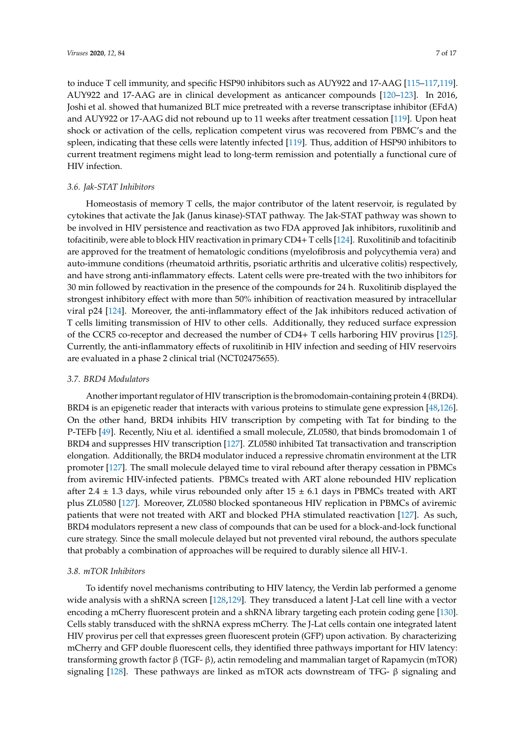to induce T cell immunity, and specific HSP90 inhibitors such as AUY922 and 17-AAG [115–117,119]. AUY922 and 17-AAG are in clinical development as anticancer compounds [120–123]. In 2016, Joshi et al. showed that humanized BLT mice pretreated with a reverse transcriptase inhibitor (EFdA) and AUY922 or 17-AAG did not rebound up to 11 weeks after treatment cessation [119]. Upon heat shock or activation of the cells, replication competent virus was recovered from PBMC's and the spleen, indicating that these cells were latently infected [119]. Thus, addition of HSP90 inhibitors to current treatment regimens might lead to long-term remission and potentially a functional cure of HIV infection.

### *3.6. Jak-STAT Inhibitors*

Homeostasis of memory T cells, the major contributor of the latent reservoir, is regulated by cytokines that activate the Jak (Janus kinase)-STAT pathway. The Jak-STAT pathway was shown to be involved in HIV persistence and reactivation as two FDA approved Jak inhibitors, ruxolitinib and tofacitinib, were able to block HIV reactivation in primary CD4+ T cells [124]. Ruxolitinib and tofacitinib are approved for the treatment of hematologic conditions (myelofibrosis and polycythemia vera) and auto-immune conditions (rheumatoid arthritis, psoriatic arthritis and ulcerative colitis) respectively, and have strong anti-inflammatory effects. Latent cells were pre-treated with the two inhibitors for 30 min followed by reactivation in the presence of the compounds for 24 h. Ruxolitinib displayed the strongest inhibitory effect with more than 50% inhibition of reactivation measured by intracellular viral p24 [124]. Moreover, the anti-inflammatory effect of the Jak inhibitors reduced activation of T cells limiting transmission of HIV to other cells. Additionally, they reduced surface expression of the CCR5 co-receptor and decreased the number of CD4+ T cells harboring HIV provirus [125]. Currently, the anti-inflammatory effects of ruxolitinib in HIV infection and seeding of HIV reservoirs are evaluated in a phase 2 clinical trial (NCT02475655).

### *3.7. BRD4 Modulators*

Another important regulator of HIV transcription is the bromodomain-containing protein 4 (BRD4). BRD4 is an epigenetic reader that interacts with various proteins to stimulate gene expression [48,126]. On the other hand, BRD4 inhibits HIV transcription by competing with Tat for binding to the P-TEFb [49]. Recently, Niu et al. identified a small molecule, ZL0580, that binds bromodomain 1 of BRD4 and suppresses HIV transcription [127]. ZL0580 inhibited Tat transactivation and transcription elongation. Additionally, the BRD4 modulator induced a repressive chromatin environment at the LTR promoter [127]. The small molecule delayed time to viral rebound after therapy cessation in PBMCs from aviremic HIV-infected patients. PBMCs treated with ART alone rebounded HIV replication after $2.4 \pm 1.3$ days, while virus rebounded only after $15 \pm 6.1$ days in PBMCs treated with ART plus ZL0580 [127]. Moreover, ZL0580 blocked spontaneous HIV replication in PBMCs of aviremic patients that were not treated with ART and blocked PHA stimulated reactivation [127]. As such, BRD4 modulators represent a new class of compounds that can be used for a block-and-lock functional cure strategy. Since the small molecule delayed but not prevented viral rebound, the authors speculate that probably a combination of approaches will be required to durably silence all HIV-1.

### *3.8. mTOR Inhibitors*

To identify novel mechanisms contributing to HIV latency, the Verdin lab performed a genome wide analysis with a shRNA screen [128,129]. They transduced a latent J-Lat cell line with a vector encoding a mCherry fluorescent protein and a shRNA library targeting each protein coding gene [130]. Cells stably transduced with the shRNA express mCherry. The J-Lat cells contain one integrated latent HIV provirus per cell that expresses green fluorescent protein (GFP) upon activation. By characterizing mCherry and GFP double fluorescent cells, they identified three pathways important for HIV latency: transforming growth factor β (TGF- β), actin remodeling and mammalian target of Rapamycin (mTOR) signaling [128]. These pathways are linked as mTOR acts downstream of TFG- β signaling and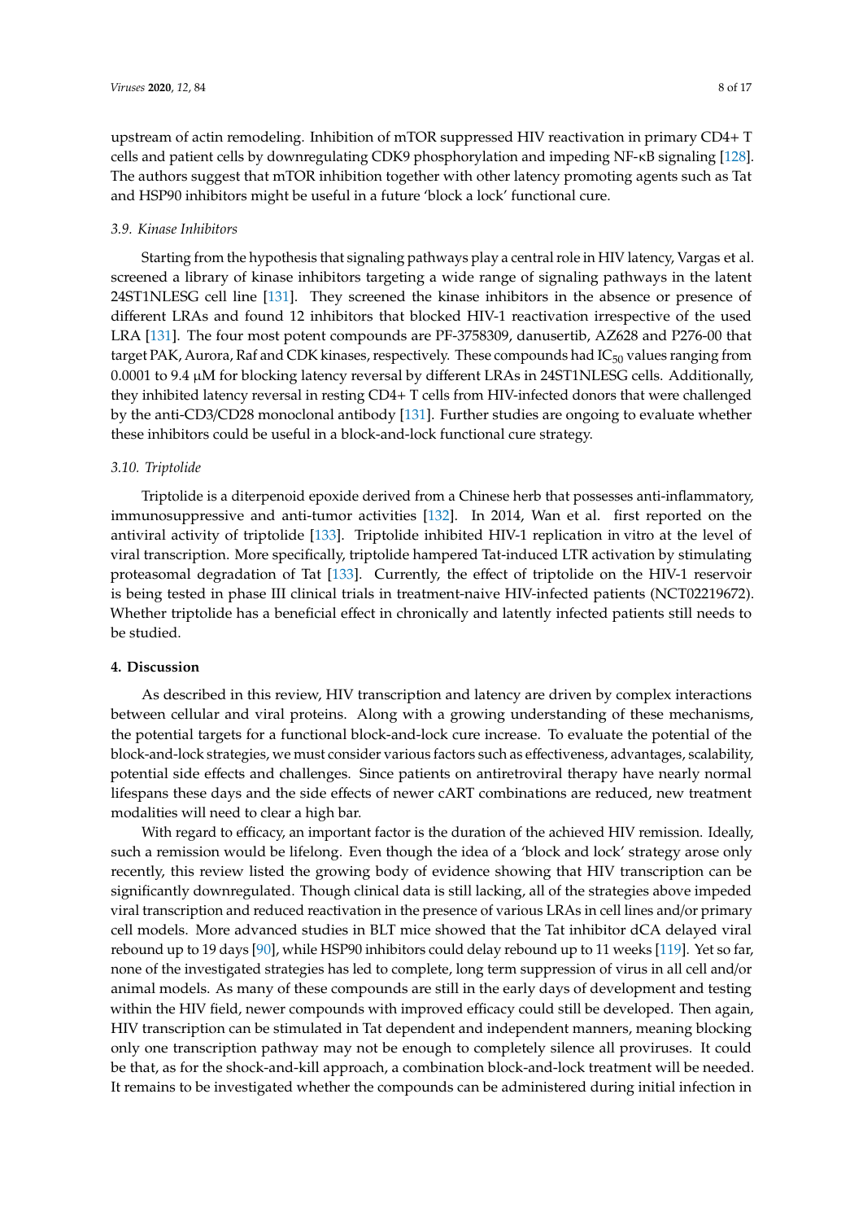upstream of actin remodeling. Inhibition of mTOR suppressed HIV reactivation in primary CD4+ T cells and patient cells by downregulating CDK9 phosphorylation and impeding NF-κB signaling [128]. The authors suggest that mTOR inhibition together with other latency promoting agents such as Tat and HSP90 inhibitors might be useful in a future 'block a lock' functional cure.

### 3.9. Kinase Inhibitors

Starting from the hypothesis that signaling pathways play a central role in HIV latency, Vargas et al. screened a library of kinase inhibitors targeting a wide range of signaling pathways in the latent 24ST1NLESG cell line [131]. They screened the kinase inhibitors in the absence or presence of different LRAs and found 12 inhibitors that blocked HIV-1 reactivation irrespective of the used LRA [131]. The four most potent compounds are PF-3758309, danusertib, AZ628 and P276-00 that target PAK, Aurora, Raf and CDK kinases, respectively. These compounds had $IC_{50}$ values ranging from 0.0001 to 9.4 μM for blocking latency reversal by different LRAs in 24ST1NLESG cells. Additionally, they inhibited latency reversal in resting CD4+ T cells from HIV-infected donors that were challenged by the anti-CD3/CD28 monoclonal antibody [131]. Further studies are ongoing to evaluate whether these inhibitors could be useful in a block-and-lock functional cure strategy.

### 3.10. Triptolide

Triptolide is a diterpenoid epoxide derived from a Chinese herb that possesses anti-inflammatory, immunosuppressive and anti-tumor activities [132]. In 2014, Wan et al. first reported on the antiviral activity of triptolide [133]. Triptolide inhibited HIV-1 replication in vitro at the level of viral transcription. More specifically, triptolide hampered Tat-induced LTR activation by stimulating proteasomal degradation of Tat [133]. Currently, the effect of triptolide on the HIV-1 reservoir is being tested in phase III clinical trials in treatment-naive HIV-infected patients (NCT02219672). Whether triptolide has a beneficial effect in chronically and latently infected patients still needs to be studied.

## 4. Discussion

As described in this review, HIV transcription and latency are driven by complex interactions between cellular and viral proteins. Along with a growing understanding of these mechanisms, the potential targets for a functional block-and-lock cure increase. To evaluate the potential of the block-and-lock strategies, we must consider various factors such as effectiveness, advantages, scalability, potential side effects and challenges. Since patients on antiretroviral therapy have nearly normal lifespans these days and the side effects of newer cART combinations are reduced, new treatment modalities will need to clear a high bar.

With regard to efficacy, an important factor is the duration of the achieved HIV remission. Ideally, such a remission would be lifelong. Even though the idea of a 'block and lock' strategy arose only recently, this review listed the growing body of evidence showing that HIV transcription can be significantly downregulated. Though clinical data is still lacking, all of the strategies above impeded viral transcription and reduced reactivation in the presence of various LRAs in cell lines and/or primary cell models. More advanced studies in BLT mice showed that the Tat inhibitor dCA delayed viral rebound up to 19 days [90], while HSP90 inhibitors could delay rebound up to 11 weeks [119]. Yet so far, none of the investigated strategies has led to complete, long term suppression of virus in all cell and/or animal models. As many of these compounds are still in the early days of development and testing within the HIV field, newer compounds with improved efficacy could still be developed. Then again, HIV transcription can be stimulated in Tat dependent and independent manners, meaning blocking only one transcription pathway may not be enough to completely silence all proviruses. It could be that, as for the shock-and-kill approach, a combination block-and-lock treatment will be needed. It remains to be investigated whether the compounds can be administered during initial infection in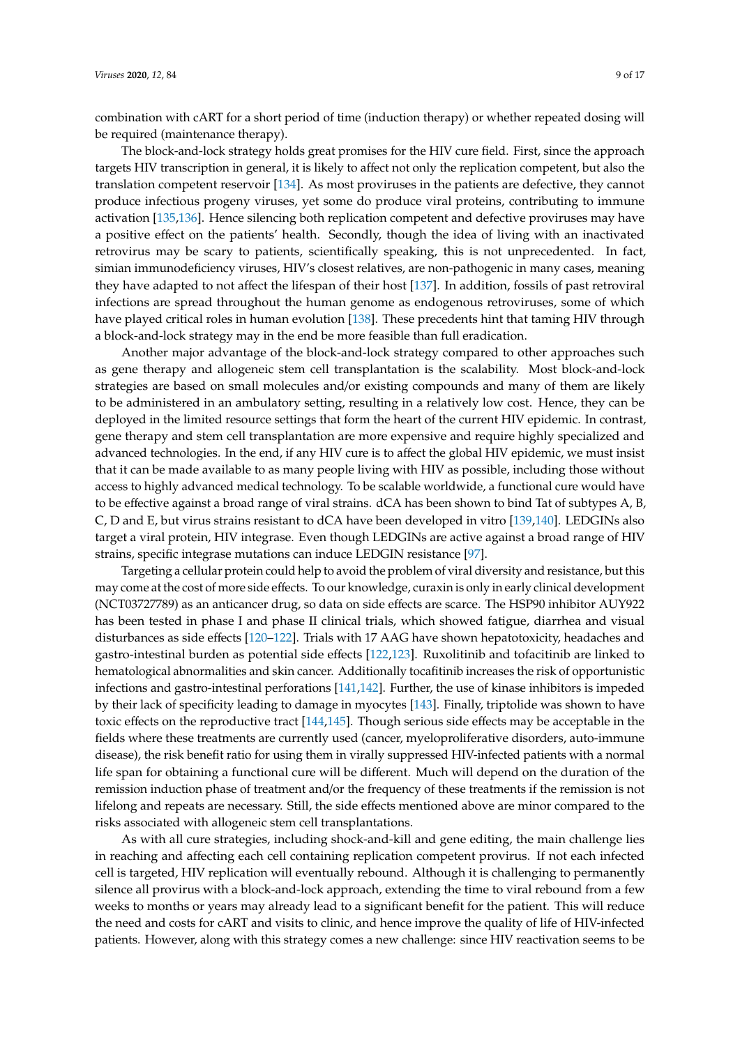combination with cART for a short period of time (induction therapy) or whether repeated dosing will be required (maintenance therapy).

The block-and-lock strategy holds great promises for the HIV cure field. First, since the approach targets HIV transcription in general, it is likely to affect not only the replication competent, but also the translation competent reservoir [134]. As most proviruses in the patients are defective, they cannot produce infectious progeny viruses, yet some do produce viral proteins, contributing to immune activation [135,136]. Hence silencing both replication competent and defective proviruses may have a positive effect on the patients' health. Secondly, though the idea of living with an inactivated retrovirus may be scary to patients, scientifically speaking, this is not unprecedented. In fact, simian immunodeficiency viruses, HIV's closest relatives, are non-pathogenic in many cases, meaning they have adapted to not affect the lifespan of their host [137]. In addition, fossils of past retroviral infections are spread throughout the human genome as endogenous retroviruses, some of which have played critical roles in human evolution [138]. These precedents hint that taming HIV through a block-and-lock strategy may in the end be more feasible than full eradication.

Another major advantage of the block-and-lock strategy compared to other approaches such as gene therapy and allogeneic stem cell transplantation is the scalability. Most block-and-lock strategies are based on small molecules and/or existing compounds and many of them are likely to be administered in an ambulatory setting, resulting in a relatively low cost. Hence, they can be deployed in the limited resource settings that form the heart of the current HIV epidemic. In contrast, gene therapy and stem cell transplantation are more expensive and require highly specialized and advanced technologies. In the end, if any HIV cure is to affect the global HIV epidemic, we must insist that it can be made available to as many people living with HIV as possible, including those without access to highly advanced medical technology. To be scalable worldwide, a functional cure would have to be effective against a broad range of viral strains. dCA has been shown to bind Tat of subtypes A, B, C, D and E, but virus strains resistant to dCA have been developed in vitro [139,140]. LEDGINs also target a viral protein, HIV integrase. Even though LEDGINs are active against a broad range of HIV strains, specific integrase mutations can induce LEDGIN resistance [97].

Targeting a cellular protein could help to avoid the problem of viral diversity and resistance, but this may come at the cost of more side effects. To our knowledge, curaxin is only in early clinical development (NCT03727789) as an anticancer drug, so data on side effects are scarce. The HSP90 inhibitor AUY922 has been tested in phase I and phase II clinical trials, which showed fatigue, diarrhea and visual disturbances as side effects [120–122]. Trials with 17 AAG have shown hepatotoxicity, headaches and gastro-intestinal burden as potential side effects [122,123]. Ruxolitinib and tofacitinib are linked to hematological abnormalities and skin cancer. Additionally tocafitinib increases the risk of opportunistic infections and gastro-intestinal perforations [141,142]. Further, the use of kinase inhibitors is impeded by their lack of specificity leading to damage in myocytes [143]. Finally, triptolide was shown to have toxic effects on the reproductive tract [144,145]. Though serious side effects may be acceptable in the fields where these treatments are currently used (cancer, myeloproliferative disorders, auto-immune disease), the risk benefit ratio for using them in virally suppressed HIV-infected patients with a normal life span for obtaining a functional cure will be different. Much will depend on the duration of the remission induction phase of treatment and/or the frequency of these treatments if the remission is not lifelong and repeats are necessary. Still, the side effects mentioned above are minor compared to the risks associated with allogeneic stem cell transplantations.

As with all cure strategies, including shock-and-kill and gene editing, the main challenge lies in reaching and affecting each cell containing replication competent provirus. If not each infected cell is targeted, HIV replication will eventually rebound. Although it is challenging to permanently silence all provirus with a block-and-lock approach, extending the time to viral rebound from a few weeks to months or years may already lead to a significant benefit for the patient. This will reduce the need and costs for cART and visits to clinic, and hence improve the quality of life of HIV-infected patients. However, along with this strategy comes a new challenge: since HIV reactivation seems to be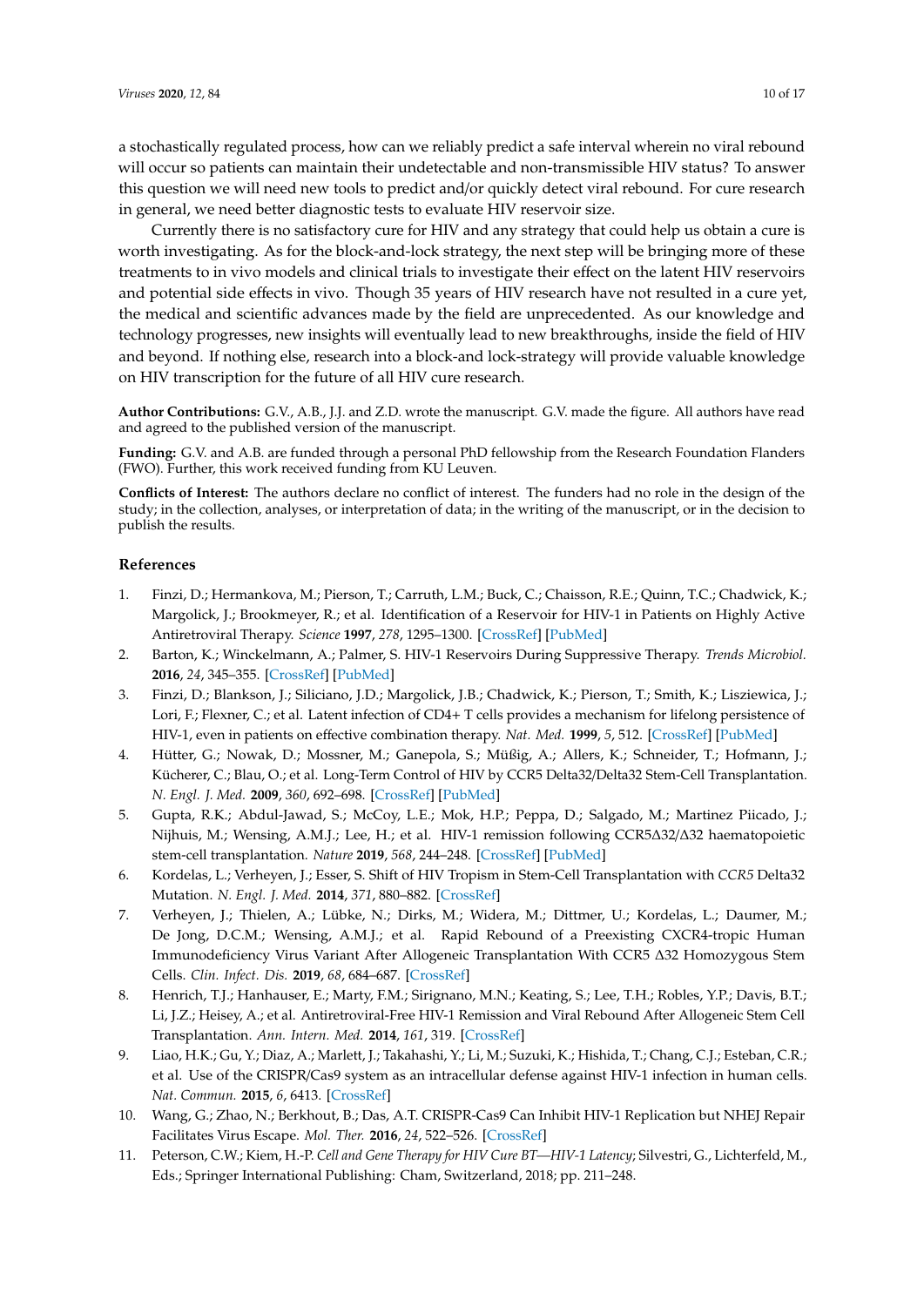a stochastically regulated process, how can we reliably predict a safe interval wherein no viral rebound will occur so patients can maintain their undetectable and non-transmissible HIV status? To answer this question we will need new tools to predict and/or quickly detect viral rebound. For cure research in general, we need better diagnostic tests to evaluate HIV reservoir size.

Currently there is no satisfactory cure for HIV and any strategy that could help us obtain a cure is worth investigating. As for the block-and-lock strategy, the next step will be bringing more of these treatments to in vivo models and clinical trials to investigate their effect on the latent HIV reservoirs and potential side effects in vivo. Though 35 years of HIV research have not resulted in a cure yet, the medical and scientific advances made by the field are unprecedented. As our knowledge and technology progresses, new insights will eventually lead to new breakthroughs, inside the field of HIV and beyond. If nothing else, research into a block-and lock-strategy will provide valuable knowledge on HIV transcription for the future of all HIV cure research.

**Author Contributions:** G.V., A.B., J.J. and Z.D. wrote the manuscript. G.V. made the figure. All authors have read and agreed to the published version of the manuscript.

**Funding:** G.V. and A.B. are funded through a personal PhD fellowship from the Research Foundation Flanders (FWO). Further, this work received funding from KU Leuven.

**Conflicts of Interest:** The authors declare no conflict of interest. The funders had no role in the design of the study; in the collection, analyses, or interpretation of data; in the writing of the manuscript, or in the decision to publish the results.

## References

1. Finzi, D.; Hermankova, M.; Pierson, T.; Carruth, L.M.; Buck, C.; Chaisson, R.E.; Quinn, T.C.; Chadwick, K.; Margolick, J.; Brookmeyer, R.; et al. Identification of a Reservoir for HIV-1 in Patients on Highly Active Antiretroviral Therapy. *Science* **1997**, *278*, 1295–1300. [CrossRef] [PubMed]
2. Barton, K.; Winckelmann, A.; Palmer, S. HIV-1 Reservoirs During Suppressive Therapy. *Trends Microbiol.* **2016**, *24*, 345–355. [CrossRef] [PubMed]
3. Finzi, D.; Blankson, J.; Siliciano, J.D.; Margolick, J.B.; Chadwick, K.; Pierson, T.; Smith, K.; Lisziewica, J.; Lori, F.; Flexner, C.; et al. Latent infection of CD4+ T cells provides a mechanism for lifelong persistence of HIV-1, even in patients on effective combination therapy. *Nat. Med.* **1999**, *5*, 512. [CrossRef] [PubMed]
4. Hütter, G.; Nowak, D.; Mossner, M.; Ganepola, S.; Müßig, A.; Allers, K.; Schneider, T.; Hofmann, J.; Kücherer, C.; Blau, O.; et al. Long-Term Control of HIV by CCR5 Delta32/Delta32 Stem-Cell Transplantation. *N. Engl. J. Med.* **2009**, *360*, 692–698. [CrossRef] [PubMed]
5. Gupta, R.K.; Abdul-Jawad, S.; McCoy, L.E.; Mok, H.P.; Peppa, D.; Salgado, M.; Martinez Piicado, J.; Nijhuis, M.; Wensing, A.M.J.; Lee, H.; et al. HIV-1 remission following CCR5Δ32/Δ32 haematopoietic stem-cell transplantation. *Nature* **2019**, *568*, 244–248. [CrossRef] [PubMed]
6. Kordelas, L.; Verheyen, J.; Esser, S. Shift of HIV Tropism in Stem-Cell Transplantation with *CCR5* Delta32 Mutation. *N. Engl. J. Med.* **2014**, *371*, 880–882. [CrossRef]
7. Verheyen, J.; Thielen, A.; Lübke, N.; Dirks, M.; Widera, M.; Dittmer, U.; Kordelas, L.; Daumer, M.; De Jong, D.C.M.; Wensing, A.M.J.; et al. Rapid Rebound of a Preexisting CXCR4-tropic Human Immunodeficiency Virus Variant After Allogeneic Transplantation With CCR5 Δ32 Homozygous Stem Cells. *Clin. Infect. Dis.* **2019**, *68*, 684–687. [CrossRef]
8. Henrich, T.J.; Hanhauser, E.; Marty, F.M.; Sirignano, M.N.; Keating, S.; Lee, T.H.; Robles, Y.P.; Davis, B.T.; Li, J.Z.; Heisey, A.; et al. Antiretroviral-Free HIV-1 Remission and Viral Rebound After Allogeneic Stem Cell Transplantation. *Ann. Intern. Med.* **2014**, *161*, 319. [CrossRef]
9. Liao, H.K.; Gu, Y.; Diaz, A.; Marlett, J.; Takahashi, Y.; Li, M.; Suzuki, K.; Hishida, T.; Chang, C.J.; Esteban, C.R.; et al. Use of the CRISPR/Cas9 system as an intracellular defense against HIV-1 infection in human cells. *Nat. Commun.* **2015**, *6*, 6413. [CrossRef]
10. Wang, G.; Zhao, N.; Berkhout, B.; Das, A.T. CRISPR-Cas9 Can Inhibit HIV-1 Replication but NHEJ Repair Facilitates Virus Escape. *Mol. Ther.* **2016**, *24*, 522–526. [CrossRef]
11. Peterson, C.W.; Kiem, H.-P. *Cell and Gene Therapy for HIV Cure BT—HIV-1 Latency*; Silvestri, G., Lichterfeld, M., Eds.; Springer International Publishing: Cham, Switzerland, 2018; pp. 211–248.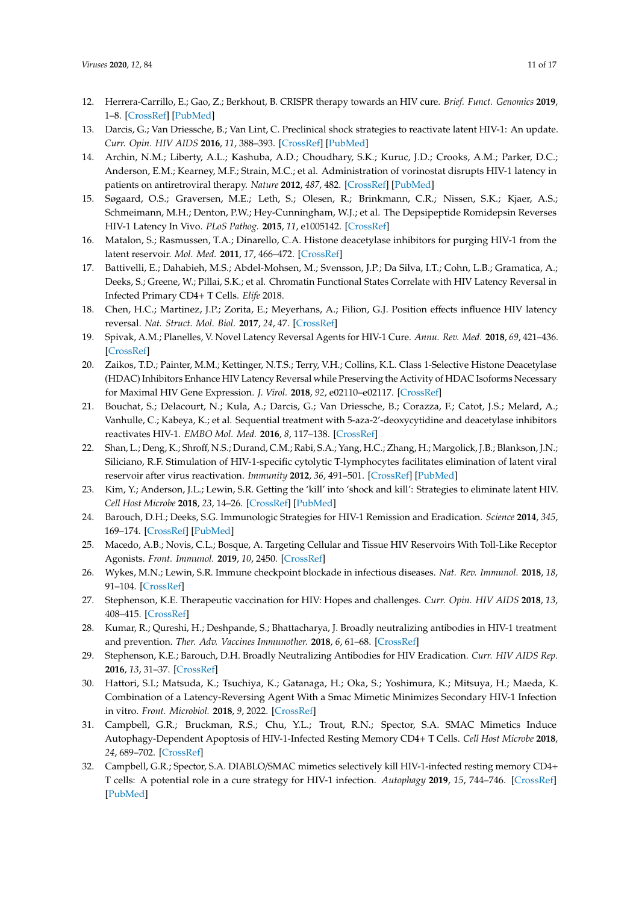12. Herrera-Carrillo, E.; Gao, Z.; Berkhout, B. CRISPR therapy towards an HIV cure. *Brief. Funct. Genomics* **2019**, 1–8. [CrossRef] [PubMed]
13. Darcis, G.; Van Driessche, B.; Van Lint, C. Preclinical shock strategies to reactivate latent HIV-1: An update. *Curr. Opin. HIV AIDS* **2016**, *11*, 388–393. [CrossRef] [PubMed]
14. Archin, N.M.; Liberty, A.L.; Kashuba, A.D.; Choudhary, S.K.; Kuruc, J.D.; Crooks, A.M.; Parker, D.C.; Anderson, E.M.; Kearney, M.F.; Strain, M.C.; et al. Administration of vorinostat disrupts HIV-1 latency in patients on antiretroviral therapy. *Nature* **2012**, *487*, 482. [CrossRef] [PubMed]
15. Søgaard, O.S.; Graversen, M.E.; Leth, S.; Olesen, R.; Brinkmann, C.R.; Nissen, S.K.; Kjaer, A.S.; Schmeimann, M.H.; Denton, P.W.; Hey-Cunningham, W.J.; et al. The Depsipeptide Romidepsin Reverses HIV-1 Latency In Vivo. *PLoS Pathog.* **2015**, *11*, e1005142. [CrossRef]
16. Matalon, S.; Rasmussen, T.A.; Dinarello, C.A. Histone deacetylase inhibitors for purging HIV-1 from the latent reservoir. *Mol. Med.* **2011**, *17*, 466–472. [CrossRef]
17. Battivelli, E.; Dahabieh, M.S.; Abdel-Mohsen, M.; Svensson, J.P.; Da Silva, I.T.; Cohn, L.B.; Gramatica, A.; Deeks, S.; Greene, W.; Pillai, S.K.; et al. Chromatin Functional States Correlate with HIV Latency Reversal in Infected Primary CD4+ T Cells. *Elife* 2018.
18. Chen, H.C.; Martinez, J.P.; Zorita, E.; Meyerhans, A.; Filion, G.J. Position effects influence HIV latency reversal. *Nat. Struct. Mol. Biol.* **2017**, *24*, 47. [CrossRef]
19. Spivak, A.M.; Planelles, V. Novel Latency Reversal Agents for HIV-1 Cure. *Annu. Rev. Med.* **2018**, *69*, 421–436. [CrossRef]
20. Zaikos, T.D.; Painter, M.M.; Kettinger, N.T.S.; Terry, V.H.; Collins, K.L. Class 1-Selective Histone Deacetylase (HDAC) Inhibitors Enhance HIV Latency Reversal while Preserving the Activity of HDAC Isoforms Necessary for Maximal HIV Gene Expression. *J. Virol.* **2018**, *92*, e02110–e02117. [CrossRef]
21. Bouchat, S.; Delacourt, N.; Kula, A.; Darcis, G.; Van Driessche, B.; Corazza, F.; Catot, J.S.; Melard, A.; Vanhulle, C.; Kabeya, K.; et al. Sequential treatment with 5-aza-2′-deoxycytidine and deacetylase inhibitors reactivates HIV-1. *EMBO Mol. Med.* **2016**, *8*, 117–138. [CrossRef]
22. Shan, L.; Deng, K.; Shroff, N.S.; Durand, C.M.; Rabi, S.A.; Yang, H.C.; Zhang, H.; Margolick, J.B.; Blankson, J.N.; Siliciano, R.F. Stimulation of HIV-1-specific cytolytic T-lymphocytes facilitates elimination of latent viral reservoir after virus reactivation. *Immunity* **2012**, *36*, 491–501. [CrossRef] [PubMed]
23. Kim, Y.; Anderson, J.L.; Lewin, S.R. Getting the 'kill' into 'shock and kill': Strategies to eliminate latent HIV. *Cell Host Microbe* **2018**, *23*, 14–26. [CrossRef] [PubMed]
24. Barouch, D.H.; Deeks, S.G. Immunologic Strategies for HIV-1 Remission and Eradication. *Science* **2014**, *345*, 169–174. [CrossRef] [PubMed]
25. Macedo, A.B.; Novis, C.L.; Bosque, A. Targeting Cellular and Tissue HIV Reservoirs With Toll-Like Receptor Agonists. *Front. Immunol.* **2019**, *10*, 2450. [CrossRef]
26. Wykes, M.N.; Lewin, S.R. Immune checkpoint blockade in infectious diseases. *Nat. Rev. Immunol.* **2018**, *18*, 91–104. [CrossRef]
27. Stephenson, K.E. Therapeutic vaccination for HIV: Hopes and challenges. *Curr. Opin. HIV AIDS* **2018**, *13*, 408–415. [CrossRef]
28. Kumar, R.; Qureshi, H.; Deshpande, S.; Bhattacharya, J. Broadly neutralizing antibodies in HIV-1 treatment and prevention. *Ther. Adv. Vaccines Immunother.* **2018**, *6*, 61–68. [CrossRef]
29. Stephenson, K.E.; Barouch, D.H. Broadly Neutralizing Antibodies for HIV Eradication. *Curr. HIV AIDS Rep.* **2016**, *13*, 31–37. [CrossRef]
30. Hattori, S.I.; Matsuda, K.; Tsuchiya, K.; Gatanaga, H.; Oka, S.; Yoshimura, K.; Mitsuya, H.; Maeda, K. Combination of a Latency-Reversing Agent With a Smac Mimetic Minimizes Secondary HIV-1 Infection in vitro. *Front. Microbiol.* **2018**, *9*, 2022. [CrossRef]
31. Campbell, G.R.; Bruckman, R.S.; Chu, Y.L.; Trout, R.N.; Spector, S.A. SMAC Mimetics Induce Autophagy-Dependent Apoptosis of HIV-1-Infected Resting Memory CD4+ T Cells. *Cell Host Microbe* **2018**, *24*, 689–702. [CrossRef]
32. Campbell, G.R.; Spector, S.A. DIABLO/SMAC mimetics selectively kill HIV-1-infected resting memory CD4+ T cells: A potential role in a cure strategy for HIV-1 infection. *Autophagy* **2019**, *15*, 744–746. [CrossRef] [PubMed]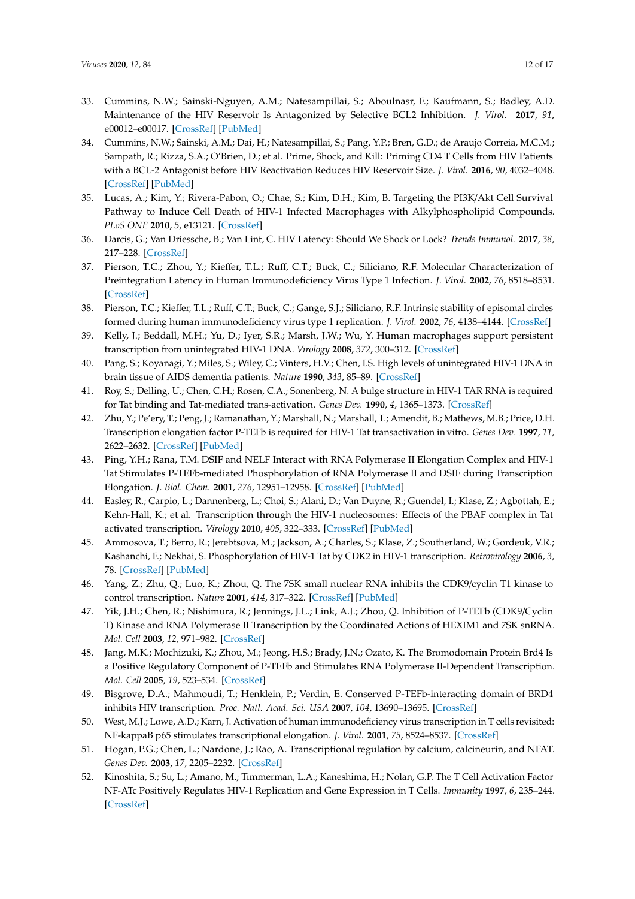33. Cummins, N.W.; Sainski-Nguyen, A.M.; Natesampillai, S.; Aboulnasr, F.; Kaufmann, S.; Badley, A.D. Maintenance of the HIV Reservoir Is Antagonized by Selective BCL2 Inhibition. *J. Virol.* **2017**, *91*, e00012–e00017. [CrossRef] [PubMed]
34. Cummins, N.W.; Sainski, A.M.; Dai, H.; Natesampillai, S.; Pang, Y.P.; Bren, G.D.; de Araujo Correia, M.C.M.; Sampath, R.; Rizza, S.A.; O'Brien, D.; et al. Prime, Shock, and Kill: Priming CD4 T Cells from HIV Patients with a BCL-2 Antagonist before HIV Reactivation Reduces HIV Reservoir Size. *J. Virol.* **2016**, *90*, 4032–4048. [CrossRef] [PubMed]
35. Lucas, A.; Kim, Y.; Rivera-Pabon, O.; Chae, S.; Kim, D.H.; Kim, B. Targeting the PI3K/Akt Cell Survival Pathway to Induce Cell Death of HIV-1 Infected Macrophages with Alkylphospholipid Compounds. *PLoS ONE* **2010**, *5*, e13121. [CrossRef]
36. Darcis, G.; Van Driessche, B.; Van Lint, C. HIV Latency: Should We Shock or Lock? *Trends Immunol.* **2017**, *38*, 217–228. [CrossRef]
37. Pierson, T.C.; Zhou, Y.; Kieffer, T.L.; Ruff, C.T.; Buck, C.; Siliciano, R.F. Molecular Characterization of Preintegration Latency in Human Immunodeficiency Virus Type 1 Infection. *J. Virol.* **2002**, *76*, 8518–8531. [CrossRef]
38. Pierson, T.C.; Kieffer, T.L.; Ruff, C.T.; Buck, C.; Gange, S.J.; Siliciano, R.F. Intrinsic stability of episomal circles formed during human immunodeficiency virus type 1 replication. *J. Virol.* **2002**, *76*, 4138–4144. [CrossRef]
39. Kelly, J.; Beddall, M.H.; Yu, D.; Iyer, S.R.; Marsh, J.W.; Wu, Y. Human macrophages support persistent transcription from unintegrated HIV-1 DNA. *Virology* **2008**, *372*, 300–312. [CrossRef]
40. Pang, S.; Koyanagi, Y.; Miles, S.; Wiley, C.; Vinters, H.V.; Chen, I.S. High levels of unintegrated HIV-1 DNA in brain tissue of AIDS dementia patients. *Nature* **1990**, *343*, 85–89. [CrossRef]
41. Roy, S.; Delling, U.; Chen, C.H.; Rosen, C.A.; Sonenberg, N. A bulge structure in HIV-1 TAR RNA is required for Tat binding and Tat-mediated trans-activation. *Genes Dev.* **1990**, *4*, 1365–1373. [CrossRef]
42. Zhu, Y.; Pe'ery, T.; Peng, J.; Ramanathan, Y.; Marshall, N.; Marshall, T.; Amendit, B.; Mathews, M.B.; Price, D.H. Transcription elongation factor P-TEFb is required for HIV-1 Tat transactivation in vitro. *Genes Dev.* **1997**, *11*, 2622–2632. [CrossRef] [PubMed]
43. Ping, Y.H.; Rana, T.M. DSIF and NELF Interact with RNA Polymerase II Elongation Complex and HIV-1 Tat Stimulates P-TEFb-mediated Phosphorylation of RNA Polymerase II and DSIF during Transcription Elongation. *J. Biol. Chem.* **2001**, *276*, 12951–12958. [CrossRef] [PubMed]
44. Easley, R.; Carpio, L.; Dannenberg, L.; Choi, S.; Alani, D.; Van Duyne, R.; Guendel, I.; Klase, Z.; Agbottah, E.; Kehn-Hall, K.; et al. Transcription through the HIV-1 nucleosomes: Effects of the PBAF complex in Tat activated transcription. *Virology* **2010**, *405*, 322–333. [CrossRef] [PubMed]
45. Ammosova, T.; Berro, R.; Jerebtsova, M.; Jackson, A.; Charles, S.; Klase, Z.; Southerland, W.; Gordeuk, V.R.; Kashanchi, F.; Nekhai, S. Phosphorylation of HIV-1 Tat by CDK2 in HIV-1 transcription. *Retrovirology* **2006**, *3*, 78. [CrossRef] [PubMed]
46. Yang, Z.; Zhu, Q.; Luo, K.; Zhou, Q. The 7SK small nuclear RNA inhibits the CDK9/cyclin T1 kinase to control transcription. *Nature* **2001**, *414*, 317–322. [CrossRef] [PubMed]
47. Yik, J.H.; Chen, R.; Nishimura, R.; Jennings, J.L.; Link, A.J.; Zhou, Q. Inhibition of P-TEFb (CDK9/Cyclin T) Kinase and RNA Polymerase II Transcription by the Coordinated Actions of HEXIM1 and 7SK snRNA. *Mol. Cell* **2003**, *12*, 971–982. [CrossRef]
48. Jang, M.K.; Mochizuki, K.; Zhou, M.; Jeong, H.S.; Brady, J.N.; Ozato, K. The Bromodomain Protein Brd4 Is a Positive Regulatory Component of P-TEFb and Stimulates RNA Polymerase II-Dependent Transcription. *Mol. Cell* **2005**, *19*, 523–534. [CrossRef]
49. Bisgrove, D.A.; Mahmoudi, T.; Henklein, P.; Verdin, E. Conserved P-TEFb-interacting domain of BRD4 inhibits HIV transcription. *Proc. Natl. Acad. Sci. USA* **2007**, *104*, 13690–13695. [CrossRef]
50. West, M.J.; Lowe, A.D.; Karn, J. Activation of human immunodeficiency virus transcription in T cells revisited: NF-kappaB p65 stimulates transcriptional elongation. *J. Virol.* **2001**, *75*, 8524–8537. [CrossRef]
51. Hogan, P.G.; Chen, L.; Nardone, J.; Rao, A. Transcriptional regulation by calcium, calcineurin, and NFAT. *Genes Dev.* **2003**, *17*, 2205–2232. [CrossRef]
52. Kinoshita, S.; Su, L.; Amano, M.; Timmerman, L.A.; Kaneshima, H.; Nolan, G.P. The T Cell Activation Factor NF-ATc Positively Regulates HIV-1 Replication and Gene Expression in T Cells. *Immunity* **1997**, *6*, 235–244. [CrossRef]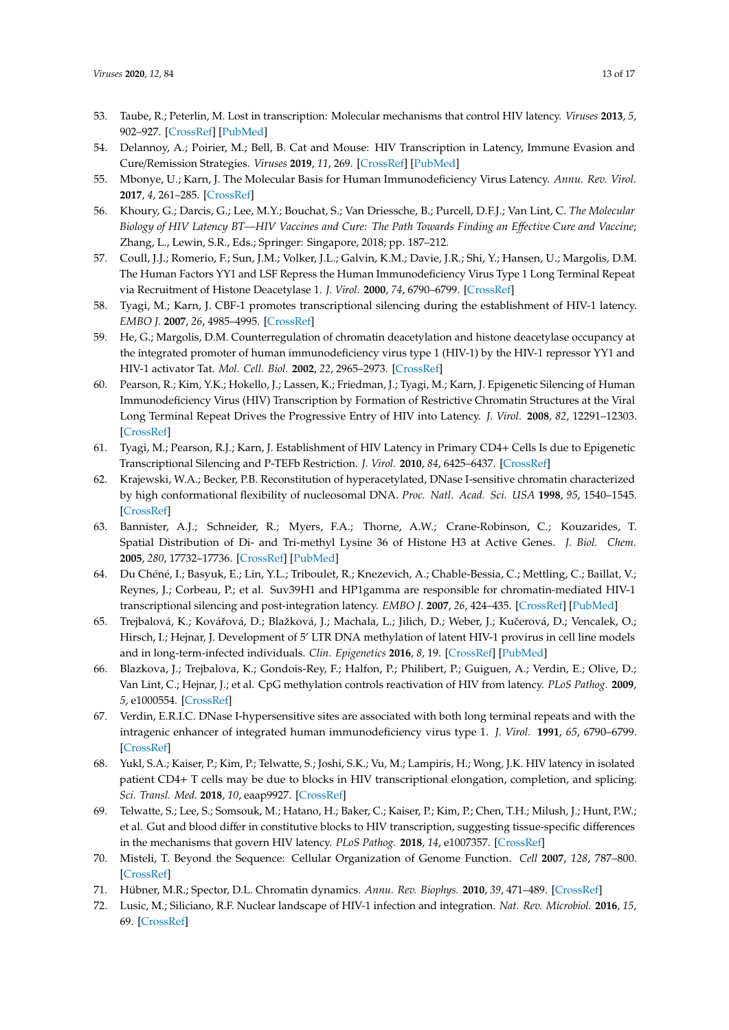53. Taube, R.; Peterlin, M. Lost in transcription: Molecular mechanisms that control HIV latency. *Viruses* **2013**, *5*, 902–927. [CrossRef] [PubMed]
54. Delannoy, A.; Poirier, M.; Bell, B. Cat and Mouse: HIV Transcription in Latency, Immune Evasion and Cure/Remission Strategies. *Viruses* **2019**, *11*, 269. [CrossRef] [PubMed]
55. Mbonye, U.; Karn, J. The Molecular Basis for Human Immunodeficiency Virus Latency. *Annu. Rev. Virol.* **2017**, *4*, 261–285. [CrossRef]
56. Khoury, G.; Darcis, G.; Lee, M.Y.; Bouchat, S.; Van Driessche, B.; Purcell, D.F.J.; Van Lint, C. *The Molecular Biology of HIV Latency BT—HIV Vaccines and Cure: The Path Towards Finding an Effective Cure and Vaccine*; Zhang, L., Lewin, S.R., Eds.; Springer: Singapore, 2018; pp. 187–212.
57. Coull, J.J.; Romerio, F.; Sun, J.M.; Volker, J.L.; Galvin, K.M.; Davie, J.R.; Shi, Y.; Hansen, U.; Margolis, D.M. The Human Factors YY1 and LSF Repress the Human Immunodeficiency Virus Type 1 Long Terminal Repeat via Recruitment of Histone Deacetylase 1. *J. Virol.* **2000**, *74*, 6790–6799. [CrossRef]
58. Tyagi, M.; Karn, J. CBF-1 promotes transcriptional silencing during the establishment of HIV-1 latency. *EMBO J.* **2007**, *26*, 4985–4995. [CrossRef]
59. He, G.; Margolis, D.M. Counterregulation of chromatin deacetylation and histone deacetylase occupancy at the integrated promoter of human immunodeficiency virus type 1 (HIV-1) by the HIV-1 repressor YY1 and HIV-1 activator Tat. *Mol. Cell. Biol.* **2002**, *22*, 2965–2973. [CrossRef]
60. Pearson, R.; Kim, Y.K.; Hokello, J.; Lassen, K.; Friedman, J.; Tyagi, M.; Karn, J. Epigenetic Silencing of Human Immunodeficiency Virus (HIV) Transcription by Formation of Restrictive Chromatin Structures at the Viral Long Terminal Repeat Drives the Progressive Entry of HIV into Latency. *J. Virol.* **2008**, *82*, 12291–12303. [CrossRef]
61. Tyagi, M.; Pearson, R.J.; Karn, J. Establishment of HIV Latency in Primary CD4+ Cells Is due to Epigenetic Transcriptional Silencing and P-TEFb Restriction. *J. Virol.* **2010**, *84*, 6425–6437. [CrossRef]
62. Krajewski, W.A.; Becker, P.B. Reconstitution of hyperacetylated, DNase I-sensitive chromatin characterized by high conformational flexibility of nucleosomal DNA. *Proc. Natl. Acad. Sci. USA* **1998**, *95*, 1540–1545. [CrossRef]
63. Bannister, A.J.; Schneider, R.; Myers, F.A.; Thorne, A.W.; Crane-Robinson, C.; Kouzarides, T. Spatial Distribution of Di- and Tri-methyl Lysine 36 of Histone H3 at Active Genes. *J. Biol. Chem.* **2005**, *280*, 17732–17736. [CrossRef] [PubMed]
64. Du Chéné, I.; Basyuk, E.; Lin, Y.L.; Triboulet, R.; Knezevich, A.; Chable-Bessia, C.; Mettling, C.; Baillat, V.; Reynes, J.; Corbeau, P.; et al. Suv39H1 and HP1gamma are responsible for chromatin-mediated HIV-1 transcriptional silencing and post-integration latency. *EMBO J.* **2007**, *26*, 424–435. [CrossRef] [PubMed]
65. Trejbalová, K.; Kovářová, D.; Blažková, J.; Machala, L.; Jilich, D.; Weber, J.; Kučerová, D.; Vencalek, O.; Hirsch, I.; Hejnar, J. Development of 5′ LTR DNA methylation of latent HIV-1 provirus in cell line models and in long-term-infected individuals. *Clin. Epigenetics* **2016**, *8*, 19. [CrossRef] [PubMed]
66. Blazkova, J.; Trejbalova, K.; Gondois-Rey, F.; Halfon, P.; Philibert, P.; Guiguen, A.; Verdin, E.; Olive, D.; Van Lint, C.; Hejnar, J.; et al. CpG methylation controls reactivation of HIV from latency. *PLoS Pathog.* **2009**, *5*, e1000554. [CrossRef]
67. Verdin, E.R.I.C. DNase I-hypersensitive sites are associated with both long terminal repeats and with the intragenic enhancer of integrated human immunodeficiency virus type 1. *J. Virol.* **1991**, *65*, 6790–6799. [CrossRef]
68. Yukl, S.A.; Kaiser, P.; Kim, P.; Telwatte, S.; Joshi, S.K.; Vu, M.; Lampiris, H.; Wong, J.K. HIV latency in isolated patient CD4+ T cells may be due to blocks in HIV transcriptional elongation, completion, and splicing. *Sci. Transl. Med.* **2018**, *10*, eaap9927. [CrossRef]
69. Telwatte, S.; Lee, S.; Somsouk, M.; Hatano, H.; Baker, C.; Kaiser, P.; Kim, P.; Chen, T.H.; Milush, J.; Hunt, P.W.; et al. Gut and blood differ in constitutive blocks to HIV transcription, suggesting tissue-specific differences in the mechanisms that govern HIV latency. *PLoS Pathog.* **2018**, *14*, e1007357. [CrossRef]
70. Misteli, T. Beyond the Sequence: Cellular Organization of Genome Function. *Cell* **2007**, *128*, 787–800. [CrossRef]
71. Hübner, M.R.; Spector, D.L. Chromatin dynamics. *Annu. Rev. Biophys.* **2010**, *39*, 471–489. [CrossRef]
72. Lusic, M.; Siliciano, R.F. Nuclear landscape of HIV-1 infection and integration. *Nat. Rev. Microbiol.* **2016**, *15*, 69. [CrossRef]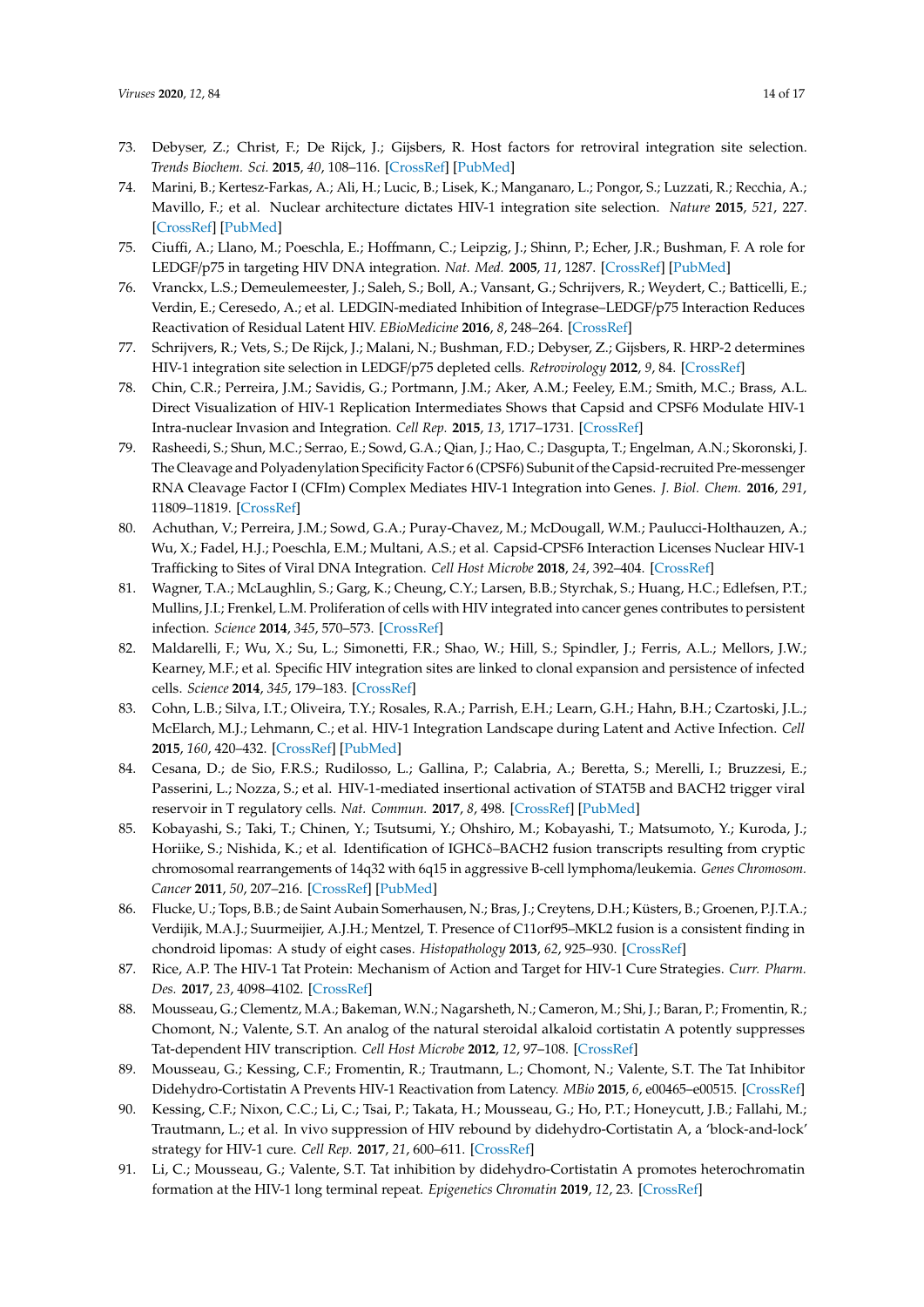73. Debyser, Z.; Christ, F.; De Rijck, J.; Gijsbers, R. Host factors for retroviral integration site selection. *Trends Biochem. Sci.* **2015**, *40*, 108–116. [CrossRef] [PubMed]
74. Marini, B.; Kertesz-Farkas, A.; Ali, H.; Lucic, B.; Lisek, K.; Manganaro, L.; Pongor, S.; Luzzati, R.; Recchia, A.; Mavillo, F.; et al. Nuclear architecture dictates HIV-1 integration site selection. *Nature* **2015**, *521*, 227. [CrossRef] [PubMed]
75. Ciuffi, A.; Llano, M.; Poeschla, E.; Hoffmann, C.; Leipzig, J.; Shinn, P.; Echer, J.R.; Bushman, F. A role for LEDGF/p75 in targeting HIV DNA integration. *Nat. Med.* **2005**, *11*, 1287. [CrossRef] [PubMed]
76. Vranckx, L.S.; Demeulemeester, J.; Saleh, S.; Boll, A.; Vansant, G.; Schrijvers, R.; Weydert, C.; Batticelli, E.; Verdin, E.; Ceresedo, A.; et al. LEDGIN-mediated Inhibition of Integrase–LEDGF/p75 Interaction Reduces Reactivation of Residual Latent HIV. *EBioMedicine* **2016**, *8*, 248–264. [CrossRef]
77. Schrijvers, R.; Vets, S.; De Rijck, J.; Malani, N.; Bushman, F.D.; Debyser, Z.; Gijsbers, R. HRP-2 determines HIV-1 integration site selection in LEDGF/p75 depleted cells. *Retrovirology* **2012**, *9*, 84. [CrossRef]
78. Chin, C.R.; Perreira, J.M.; Savidis, G.; Portmann, J.M.; Aker, A.M.; Feeley, E.M.; Smith, M.C.; Brass, A.L. Direct Visualization of HIV-1 Replication Intermediates Shows that Capsid and CPSF6 Modulate HIV-1 Intra-nuclear Invasion and Integration. *Cell Rep.* **2015**, *13*, 1717–1731. [CrossRef]
79. Rasheedi, S.; Shun, M.C.; Serrao, E.; Sowd, G.A.; Qian, J.; Hao, C.; Dasgupta, T.; Engelman, A.N.; Skoronski, J. The Cleavage and Polyadenylation Specificity Factor 6 (CPSF6) Subunit of the Capsid-recruited Pre-messenger RNA Cleavage Factor I (CFIm) Complex Mediates HIV-1 Integration into Genes. *J. Biol. Chem.* **2016**, *291*, 11809–11819. [CrossRef]
80. Achuthan, V.; Perreira, J.M.; Sowd, G.A.; Puray-Chavez, M.; McDougall, W.M.; Paulucci-Holthauzen, A.; Wu, X.; Fadel, H.J.; Poeschla, E.M.; Multani, A.S.; et al. Capsid-CPSF6 Interaction Licenses Nuclear HIV-1 Trafficking to Sites of Viral DNA Integration. *Cell Host Microbe* **2018**, *24*, 392–404. [CrossRef]
81. Wagner, T.A.; McLaughlin, S.; Garg, K.; Cheung, C.Y.; Larsen, B.B.; Styrchak, S.; Huang, H.C.; Edlefsen, P.T.; Mullins, J.I.; Frenkel, L.M. Proliferation of cells with HIV integrated into cancer genes contributes to persistent infection. *Science* **2014**, *345*, 570–573. [CrossRef]
82. Maldarelli, F.; Wu, X.; Su, L.; Simonetti, F.R.; Shao, W.; Hill, S.; Spindler, J.; Ferris, A.L.; Mellors, J.W.; Kearney, M.F.; et al. Specific HIV integration sites are linked to clonal expansion and persistence of infected cells. *Science* **2014**, *345*, 179–183. [CrossRef]
83. Cohn, L.B.; Silva, I.T.; Oliveira, T.Y.; Rosales, R.A.; Parrish, E.H.; Learn, G.H.; Hahn, B.H.; Czartoski, J.L.; McElarch, M.J.; Lehmann, C.; et al. HIV-1 Integration Landscape during Latent and Active Infection. *Cell* **2015**, *160*, 420–432. [CrossRef] [PubMed]
84. Cesana, D.; de Sio, F.R.S.; Rudilosso, L.; Gallina, P.; Calabria, A.; Beretta, S.; Merelli, I.; Bruzzesi, E.; Passerini, L.; Nozza, S.; et al. HIV-1-mediated insertional activation of STAT5B and BACH2 trigger viral reservoir in T regulatory cells. *Nat. Commun.* **2017**, *8*, 498. [CrossRef] [PubMed]
85. Kobayashi, S.; Taki, T.; Chinen, Y.; Tsutsumi, Y.; Ohshiro, M.; Kobayashi, T.; Matsumoto, Y.; Kuroda, J.; Horiike, S.; Nishida, K.; et al. Identification of IGHCδ–BACH2 fusion transcripts resulting from cryptic chromosomal rearrangements of 14q32 with 6q15 in aggressive B-cell lymphoma/leukemia. *Genes Chromosom. Cancer* **2011**, *50*, 207–216. [CrossRef] [PubMed]
86. Flucke, U.; Tops, B.B.; de Saint Aubain Somerhausen, N.; Bras, J.; Creytens, D.H.; Küsters, B.; Groenen, P.J.T.A.; Verdijik, M.A.J.; Suurmeijier, A.J.H.; Mentzel, T. Presence of C11orf95–MKL2 fusion is a consistent finding in chondroid lipomas: A study of eight cases. *Histopathology* **2013**, *62*, 925–930. [CrossRef]
87. Rice, A.P. The HIV-1 Tat Protein: Mechanism of Action and Target for HIV-1 Cure Strategies. *Curr. Pharm. Des.* **2017**, *23*, 4098–4102. [CrossRef]
88. Mousseau, G.; Clementz, M.A.; Bakeman, W.N.; Nagarsheth, N.; Cameron, M.; Shi, J.; Baran, P.; Fromentin, R.; Chomont, N.; Valente, S.T. An analog of the natural steroidal alkaloid cortistatin A potently suppresses Tat-dependent HIV transcription. *Cell Host Microbe* **2012**, *12*, 97–108. [CrossRef]
89. Mousseau, G.; Kessing, C.F.; Fromentin, R.; Trautmann, L.; Chomont, N.; Valente, S.T. The Tat Inhibitor Didehydro-Cortistatin A Prevents HIV-1 Reactivation from Latency. *MBio* **2015**, *6*, e00465–e00515. [CrossRef]
90. Kessing, C.F.; Nixon, C.C.; Li, C.; Tsai, P.; Takata, H.; Mousseau, G.; Ho, P.T.; Honeycutt, J.B.; Fallahi, M.; Trautmann, L.; et al. In vivo suppression of HIV rebound by didehydro-Cortistatin A, a 'block-and-lock' strategy for HIV-1 cure. *Cell Rep.* **2017**, *21*, 600–611. [CrossRef]
91. Li, C.; Mousseau, G.; Valente, S.T. Tat inhibition by didehydro-Cortistatin A promotes heterochromatin formation at the HIV-1 long terminal repeat. *Epigenetics Chromatin* **2019**, *12*, 23. [CrossRef]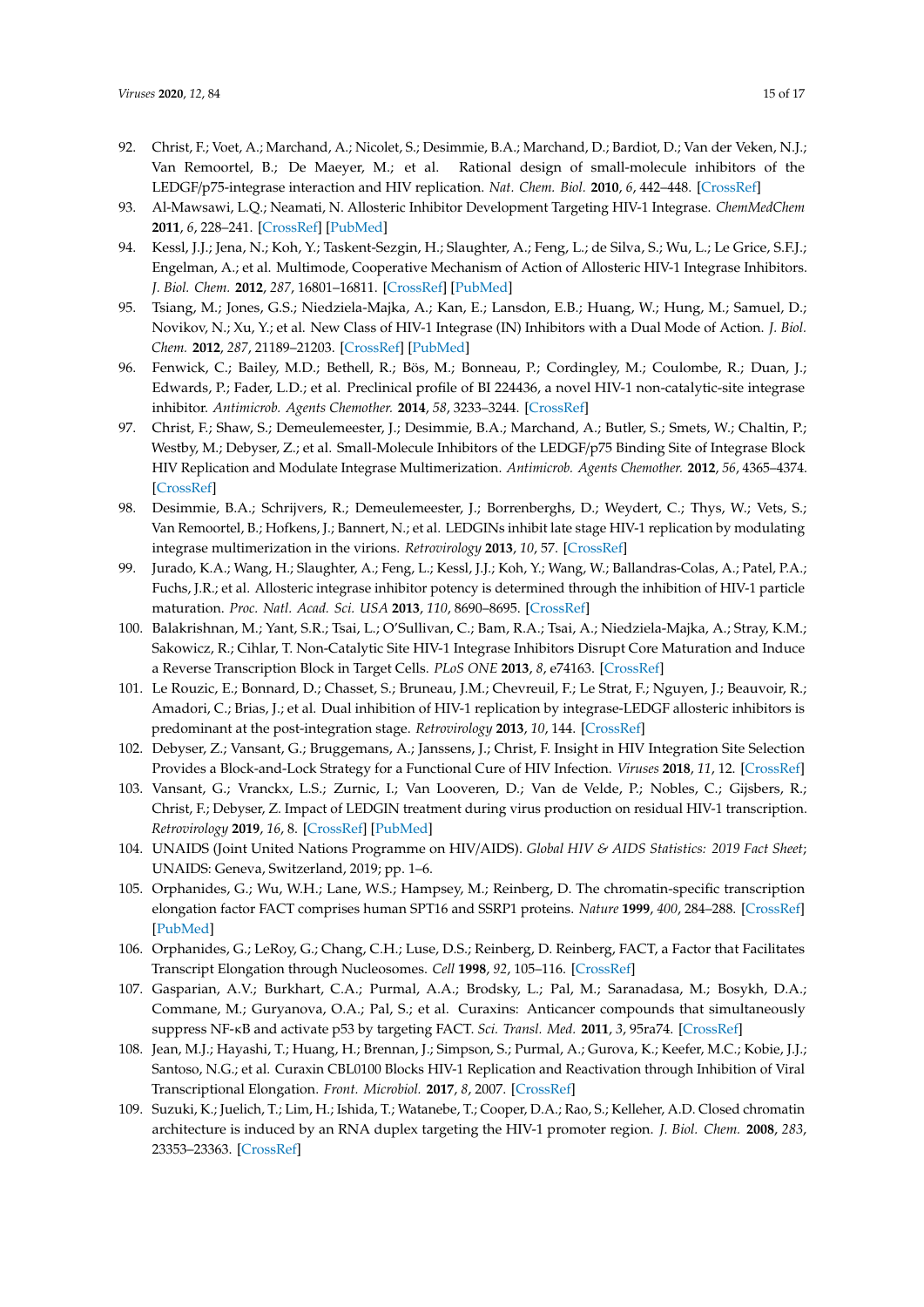92. Christ, F.; Voet, A.; Marchand, A.; Nicolet, S.; Desimmie, B.A.; Marchand, D.; Bardiot, D.; Van der Veken, N.J.; Van Remoortel, B.; De Maeyer, M.; et al. Rational design of small-molecule inhibitors of the LEDGF/p75-integrase interaction and HIV replication. *Nat. Chem. Biol.* **2010**, *6*, 442–448. [CrossRef]
93. Al-Mawsawi, L.Q.; Neamati, N. Allosteric Inhibitor Development Targeting HIV-1 Integrase. *ChemMedChem* **2011**, *6*, 228–241. [CrossRef] [PubMed]
94. Kessl, J.J.; Jena, N.; Koh, Y.; Taskent-Sezgin, H.; Slaughter, A.; Feng, L.; de Silva, S.; Wu, L.; Le Grice, S.F.J.; Engelman, A.; et al. Multimode, Cooperative Mechanism of Action of Allosteric HIV-1 Integrase Inhibitors. *J. Biol. Chem.* **2012**, *287*, 16801–16811. [CrossRef] [PubMed]
95. Tsiang, M.; Jones, G.S.; Niedziela-Majka, A.; Kan, E.; Lansdon, E.B.; Huang, W.; Hung, M.; Samuel, D.; Novikov, N.; Xu, Y.; et al. New Class of HIV-1 Integrase (IN) Inhibitors with a Dual Mode of Action. *J. Biol. Chem.* **2012**, *287*, 21189–21203. [CrossRef] [PubMed]
96. Fenwick, C.; Bailey, M.D.; Bethell, R.; Bös, M.; Bonneau, P.; Cordingley, M.; Coulombe, R.; Duan, J.; Edwards, P.; Fader, L.D.; et al. Preclinical profile of BI 224436, a novel HIV-1 non-catalytic-site integrase inhibitor. *Antimicrob. Agents Chemother.* **2014**, *58*, 3233–3244. [CrossRef]
97. Christ, F.; Shaw, S.; Demeulemeester, J.; Desimmie, B.A.; Marchand, A.; Butler, S.; Smets, W.; Chaltin, P.; Westby, M.; Debyser, Z.; et al. Small-Molecule Inhibitors of the LEDGF/p75 Binding Site of Integrase Block HIV Replication and Modulate Integrase Multimerization. *Antimicrob. Agents Chemother.* **2012**, *56*, 4365–4374. [CrossRef]
98. Desimmie, B.A.; Schrijvers, R.; Demeulemeester, J.; Borrenberghs, D.; Weydert, C.; Thys, W.; Vets, S.; Van Remoortel, B.; Hofkens, J.; Bannert, N.; et al. LEDGINs inhibit late stage HIV-1 replication by modulating integrase multimerization in the virions. *Retrovirology* **2013**, *10*, 57. [CrossRef]
99. Jurado, K.A.; Wang, H.; Slaughter, A.; Feng, L.; Kessl, J.J.; Koh, Y.; Wang, W.; Ballandras-Colas, A.; Patel, P.A.; Fuchs, J.R.; et al. Allosteric integrase inhibitor potency is determined through the inhibition of HIV-1 particle maturation. *Proc. Natl. Acad. Sci. USA* **2013**, *110*, 8690–8695. [CrossRef]
100. Balakrishnan, M.; Yant, S.R.; Tsai, L.; O'Sullivan, C.; Bam, R.A.; Tsai, A.; Niedziela-Majka, A.; Stray, K.M.; Sakowicz, R.; Cihlar, T. Non-Catalytic Site HIV-1 Integrase Inhibitors Disrupt Core Maturation and Induce a Reverse Transcription Block in Target Cells. *PLoS ONE* **2013**, *8*, e74163. [CrossRef]
101. Le Rouzic, E.; Bonnard, D.; Chasset, S.; Bruneau, J.M.; Chevreuil, F.; Le Strat, F.; Nguyen, J.; Beauvoir, R.; Amadori, C.; Brias, J.; et al. Dual inhibition of HIV-1 replication by integrase-LEDGF allosteric inhibitors is predominant at the post-integration stage. *Retrovirology* **2013**, *10*, 144. [CrossRef]
102. Debyser, Z.; Vansant, G.; Bruggemans, A.; Janssens, J.; Christ, F. Insight in HIV Integration Site Selection Provides a Block-and-Lock Strategy for a Functional Cure of HIV Infection. *Viruses* **2018**, *11*, 12. [CrossRef]
103. Vansant, G.; Vranckx, L.S.; Zurnic, I.; Van Looveren, D.; Van de Velde, P.; Nobles, C.; Gijsbers, R.; Christ, F.; Debyser, Z. Impact of LEDGIN treatment during virus production on residual HIV-1 transcription. *Retrovirology* **2019**, *16*, 8. [CrossRef] [PubMed]
104. UNAIDS (Joint United Nations Programme on HIV/AIDS). *Global HIV & AIDS Statistics: 2019 Fact Sheet*; UNAIDS: Geneva, Switzerland, 2019; pp. 1–6.
105. Orphanides, G.; Wu, W.H.; Lane, W.S.; Hampsey, M.; Reinberg, D. The chromatin-specific transcription elongation factor FACT comprises human SPT16 and SSRP1 proteins. *Nature* **1999**, *400*, 284–288. [CrossRef] [PubMed]
106. Orphanides, G.; LeRoy, G.; Chang, C.H.; Luse, D.S.; Reinberg, D. Reinberg, FACT, a Factor that Facilitates Transcript Elongation through Nucleosomes. *Cell* **1998**, *92*, 105–116. [CrossRef]
107. Gasparian, A.V.; Burkhart, C.A.; Purmal, A.A.; Brodsky, L.; Pal, M.; Saranadasa, M.; Bosykh, D.A.; Commane, M.; Guryanova, O.A.; Pal, S.; et al. Curaxins: Anticancer compounds that simultaneously suppress NF-κB and activate p53 by targeting FACT. *Sci. Transl. Med.* **2011**, *3*, 95ra74. [CrossRef]
108. Jean, M.J.; Hayashi, T.; Huang, H.; Brennan, J.; Simpson, S.; Purmal, A.; Gurova, K.; Keefer, M.C.; Kobie, J.J.; Santoso, N.G.; et al. Curaxin CBL0100 Blocks HIV-1 Replication and Reactivation through Inhibition of Viral Transcriptional Elongation. *Front. Microbiol.* **2017**, *8*, 2007. [CrossRef]
109. Suzuki, K.; Juelich, T.; Lim, H.; Ishida, T.; Watanebe, T.; Cooper, D.A.; Rao, S.; Kelleher, A.D. Closed chromatin architecture is induced by an RNA duplex targeting the HIV-1 promoter region. *J. Biol. Chem.* **2008**, *283*, 23353–23363. [CrossRef]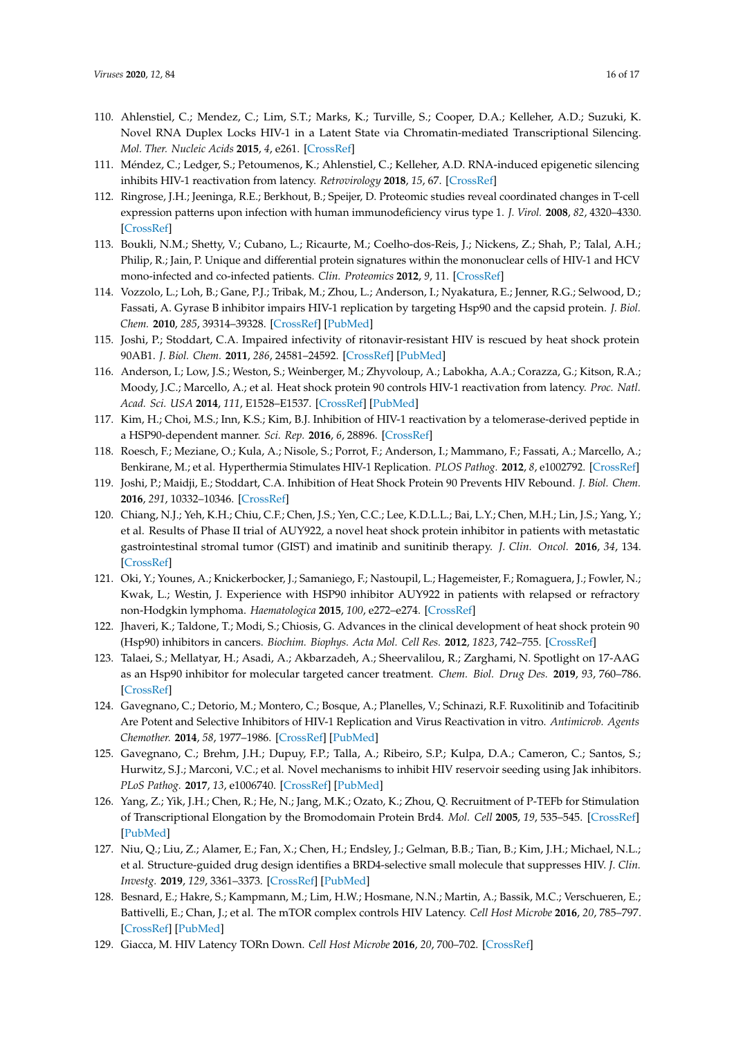110. Ahlenstiel, C.; Mendez, C.; Lim, S.T.; Marks, K.; Turville, S.; Cooper, D.A.; Kelleher, A.D.; Suzuki, K. Novel RNA Duplex Locks HIV-1 in a Latent State via Chromatin-mediated Transcriptional Silencing. *Mol. Ther. Nucleic Acids* **2015**, *4*, e261. [CrossRef]
111. Méndez, C.; Ledger, S.; Petoumenos, K.; Ahlenstiel, C.; Kelleher, A.D. RNA-induced epigenetic silencing inhibits HIV-1 reactivation from latency. *Retrovirology* **2018**, *15*, 67. [CrossRef]
112. Ringrose, J.H.; Jeeninga, R.E.; Berkhout, B.; Speijer, D. Proteomic studies reveal coordinated changes in T-cell expression patterns upon infection with human immunodeficiency virus type 1. *J. Virol.* **2008**, *82*, 4320–4330. [CrossRef]
113. Boukli, N.M.; Shetty, V.; Cubano, L.; Ricaurte, M.; Coelho-dos-Reis, J.; Nickens, Z.; Shah, P.; Talal, A.H.; Philip, R.; Jain, P. Unique and differential protein signatures within the mononuclear cells of HIV-1 and HCV mono-infected and co-infected patients. *Clin. Proteomics* **2012**, *9*, 11. [CrossRef]
114. Vozzolo, L.; Loh, B.; Gane, P.J.; Tribak, M.; Zhou, L.; Anderson, I.; Nyakatura, E.; Jenner, R.G.; Selwood, D.; Fassati, A. Gyrase B inhibitor impairs HIV-1 replication by targeting Hsp90 and the capsid protein. *J. Biol. Chem.* **2010**, *285*, 39314–39328. [CrossRef] [PubMed]
115. Joshi, P.; Stoddart, C.A. Impaired infectivity of ritonavir-resistant HIV is rescued by heat shock protein 90AB1. *J. Biol. Chem.* **2011**, *286*, 24581–24592. [CrossRef] [PubMed]
116. Anderson, I.; Low, J.S.; Weston, S.; Weinberger, M.; Zhyvoloup, A.; Labokha, A.A.; Corazza, G.; Kitson, R.A.; Moody, J.C.; Marcello, A.; et al. Heat shock protein 90 controls HIV-1 reactivation from latency. *Proc. Natl. Acad. Sci. USA* **2014**, *111*, E1528–E1537. [CrossRef] [PubMed]
117. Kim, H.; Choi, M.S.; Inn, K.S.; Kim, B.J. Inhibition of HIV-1 reactivation by a telomerase-derived peptide in a HSP90-dependent manner. *Sci. Rep.* **2016**, *6*, 28896. [CrossRef]
118. Roesch, F.; Meziane, O.; Kula, A.; Nisole, S.; Porrot, F.; Anderson, I.; Mammano, F.; Fassati, A.; Marcello, A.; Benkirane, M.; et al. Hyperthermia Stimulates HIV-1 Replication. *PLOS Pathog.* **2012**, *8*, e1002792. [CrossRef]
119. Joshi, P.; Maidji, E.; Stoddart, C.A. Inhibition of Heat Shock Protein 90 Prevents HIV Rebound. *J. Biol. Chem.* **2016**, *291*, 10332–10346. [CrossRef]
120. Chiang, N.J.; Yeh, K.H.; Chiu, C.F.; Chen, J.S.; Yen, C.C.; Lee, K.D.L.L.; Bai, L.Y.; Chen, M.H.; Lin, J.S.; Yang, Y.; et al. Results of Phase II trial of AUY922, a novel heat shock protein inhibitor in patients with metastatic gastrointestinal stromal tumor (GIST) and imatinib and sunitinib therapy. *J. Clin. Oncol.* **2016**, *34*, 134. [CrossRef]
121. Oki, Y.; Younes, A.; Knickerbocker, J.; Samaniego, F.; Nastoupil, L.; Hagemeister, F.; Romaguera, J.; Fowler, N.; Kwak, L.; Westin, J. Experience with HSP90 inhibitor AUY922 in patients with relapsed or refractory non-Hodgkin lymphoma. *Haematologica* **2015**, *100*, e272–e274. [CrossRef]
122. Jhaveri, K.; Taldone, T.; Modi, S.; Chiosis, G. Advances in the clinical development of heat shock protein 90 (Hsp90) inhibitors in cancers. *Biochim. Biophys. Acta Mol. Cell Res.* **2012**, *1823*, 742–755. [CrossRef]
123. Talaei, S.; Mellatyar, H.; Asadi, A.; Akbarzadeh, A.; Sheervalilou, R.; Zarghami, N. Spotlight on 17-AAG as an Hsp90 inhibitor for molecular targeted cancer treatment. *Chem. Biol. Drug Des.* **2019**, *93*, 760–786. [CrossRef]
124. Gavegnano, C.; Detorio, M.; Montero, C.; Bosque, A.; Planelles, V.; Schinazi, R.F. Ruxolitinib and Tofacitinib Are Potent and Selective Inhibitors of HIV-1 Replication and Virus Reactivation in vitro. *Antimicrob. Agents Chemother.* **2014**, *58*, 1977–1986. [CrossRef] [PubMed]
125. Gavegnano, C.; Brehm, J.H.; Dupuy, F.P.; Talla, A.; Ribeiro, S.P.; Kulpa, D.A.; Cameron, C.; Santos, S.; Hurwitz, S.J.; Marconi, V.C.; et al. Novel mechanisms to inhibit HIV reservoir seeding using Jak inhibitors. *PLoS Pathog.* **2017**, *13*, e1006740. [CrossRef] [PubMed]
126. Yang, Z.; Yik, J.H.; Chen, R.; He, N.; Jang, M.K.; Ozato, K.; Zhou, Q. Recruitment of P-TEFb for Stimulation of Transcriptional Elongation by the Bromodomain Protein Brd4. *Mol. Cell* **2005**, *19*, 535–545. [CrossRef] [PubMed]
127. Niu, Q.; Liu, Z.; Alamer, E.; Fan, X.; Chen, H.; Endsley, J.; Gelman, B.B.; Tian, B.; Kim, J.H.; Michael, N.L.; et al. Structure-guided drug design identifies a BRD4-selective small molecule that suppresses HIV. *J. Clin. Investg.* **2019**, *129*, 3361–3373. [CrossRef] [PubMed]
128. Besnard, E.; Hakre, S.; Kampmann, M.; Lim, H.W.; Hosmane, N.N.; Martin, A.; Bassik, M.C.; Verschueren, E.; Battivelli, E.; Chan, J.; et al. The mTOR complex controls HIV Latency. *Cell Host Microbe* **2016**, *20*, 785–797. [CrossRef] [PubMed]
129. Giacca, M. HIV Latency TORn Down. *Cell Host Microbe* **2016**, *20*, 700–702. [CrossRef]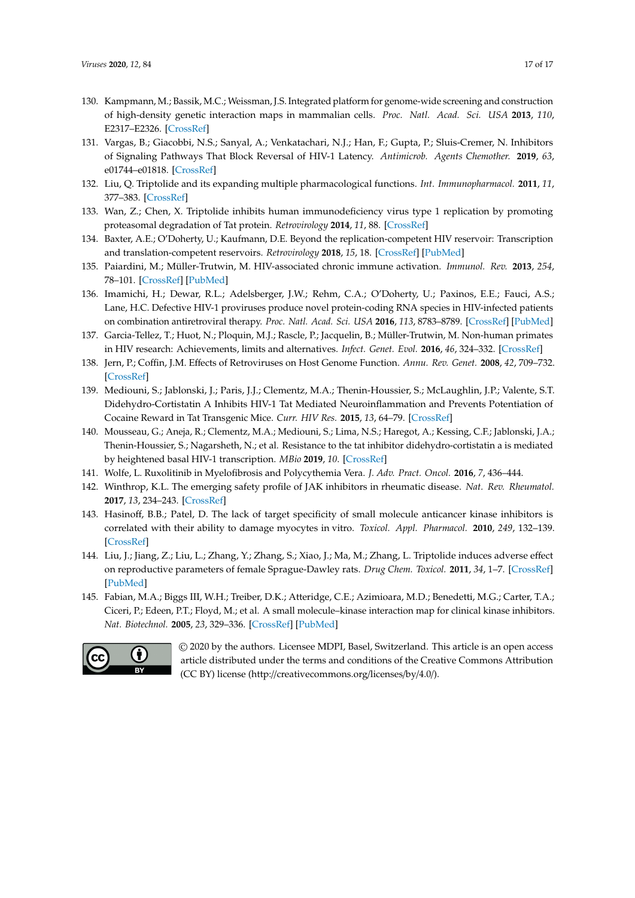130. Kampmann, M.; Bassik, M.C.; Weissman, J.S. Integrated platform for genome-wide screening and construction of high-density genetic interaction maps in mammalian cells. *Proc. Natl. Acad. Sci. USA* **2013**, *110*, E2317–E2326. [CrossRef]
131. Vargas, B.; Giacobbi, N.S.; Sanyal, A.; Venkatachari, N.J.; Han, F.; Gupta, P.; Sluis-Cremer, N. Inhibitors of Signaling Pathways That Block Reversal of HIV-1 Latency. *Antimicrob. Agents Chemother.* **2019**, *63*, e01744–e01818. [CrossRef]
132. Liu, Q. Triptolide and its expanding multiple pharmacological functions. *Int. Immunopharmacol.* **2011**, *11*, 377–383. [CrossRef]
133. Wan, Z.; Chen, X. Triptolide inhibits human immunodeficiency virus type 1 replication by promoting proteasomal degradation of Tat protein. *Retrovirology* **2014**, *11*, 88. [CrossRef]
134. Baxter, A.E.; O'Doherty, U.; Kaufmann, D.E. Beyond the replication-competent HIV reservoir: Transcription and translation-competent reservoirs. *Retrovirology* **2018**, *15*, 18. [CrossRef] [PubMed]
135. Paiardini, M.; Müller-Trutwin, M. HIV-associated chronic immune activation. *Immunol. Rev.* **2013**, *254*, 78–101. [CrossRef] [PubMed]
136. Imamichi, H.; Dewar, R.L.; Adelsberger, J.W.; Rehm, C.A.; O'Doherty, U.; Paxinos, E.E.; Fauci, A.S.; Lane, H.C. Defective HIV-1 proviruses produce novel protein-coding RNA species in HIV-infected patients on combination antiretroviral therapy. *Proc. Natl. Acad. Sci. USA* **2016**, *113*, 8783–8789. [CrossRef] [PubMed]
137. Garcia-Tellez, T.; Huot, N.; Ploquin, M.J.; Rascle, P.; Jacquelin, B.; Müller-Trutwin, M. Non-human primates in HIV research: Achievements, limits and alternatives. *Infect. Genet. Evol.* **2016**, *46*, 324–332. [CrossRef]
138. Jern, P.; Coffin, J.M. Effects of Retroviruses on Host Genome Function. *Annu. Rev. Genet.* **2008**, *42*, 709–732. [CrossRef]
139. Mediouni, S.; Jablonski, J.; Paris, J.J.; Clementz, M.A.; Thenin-Houssier, S.; McLaughlin, J.P.; Valente, S.T. Didehydro-Cortistatin A Inhibits HIV-1 Tat Mediated Neuroinflammation and Prevents Potentiation of Cocaine Reward in Tat Transgenic Mice. *Curr. HIV Res.* **2015**, *13*, 64–79. [CrossRef]
140. Mousseau, G.; Aneja, R.; Clementz, M.A.; Mediouni, S.; Lima, N.S.; Haregot, A.; Kessing, C.F.; Jablonski, J.A.; Thenin-Houssier, S.; Nagarsheth, N.; et al. Resistance to the tat inhibitor didehydro-cortistatin a is mediated by heightened basal HIV-1 transcription. *MBio* **2019**, *10*. [CrossRef]
141. Wolfe, L. Ruxolitinib in Myelofibrosis and Polycythemia Vera. *J. Adv. Pract. Oncol.* **2016**, *7*, 436–444.
142. Winthrop, K.L. The emerging safety profile of JAK inhibitors in rheumatic disease. *Nat. Rev. Rheumatol.* **2017**, *13*, 234–243. [CrossRef]
143. Hasinoff, B.B.; Patel, D. The lack of target specificity of small molecule anticancer kinase inhibitors is correlated with their ability to damage myocytes in vitro. *Toxicol. Appl. Pharmacol.* **2010**, *249*, 132–139. [CrossRef]
144. Liu, J.; Jiang, Z.; Liu, L.; Zhang, Y.; Zhang, S.; Xiao, J.; Ma, M.; Zhang, L. Triptolide induces adverse effect on reproductive parameters of female Sprague-Dawley rats. *Drug Chem. Toxicol.* **2011**, *34*, 1–7. [CrossRef] [PubMed]
145. Fabian, M.A.; Biggs III, W.H.; Treiber, D.K.; Atteridge, C.E.; Azimioara, M.D.; Benedetti, M.G.; Carter, T.A.; Ciceri, P.; Edeen, P.T.; Floyd, M.; et al. A small molecule–kinase interaction map for clinical kinase inhibitors. *Nat. Biotechnol.* **2005**, *23*, 329–336. [CrossRef] [PubMed]

© 2020 by the authors. Licensee MDPI, Basel, Switzerland. This article is an open access article distributed under the terms and conditions of the Creative Commons Attribution (CC BY) license (http://creativecommons.org/licenses/by/4.0/).